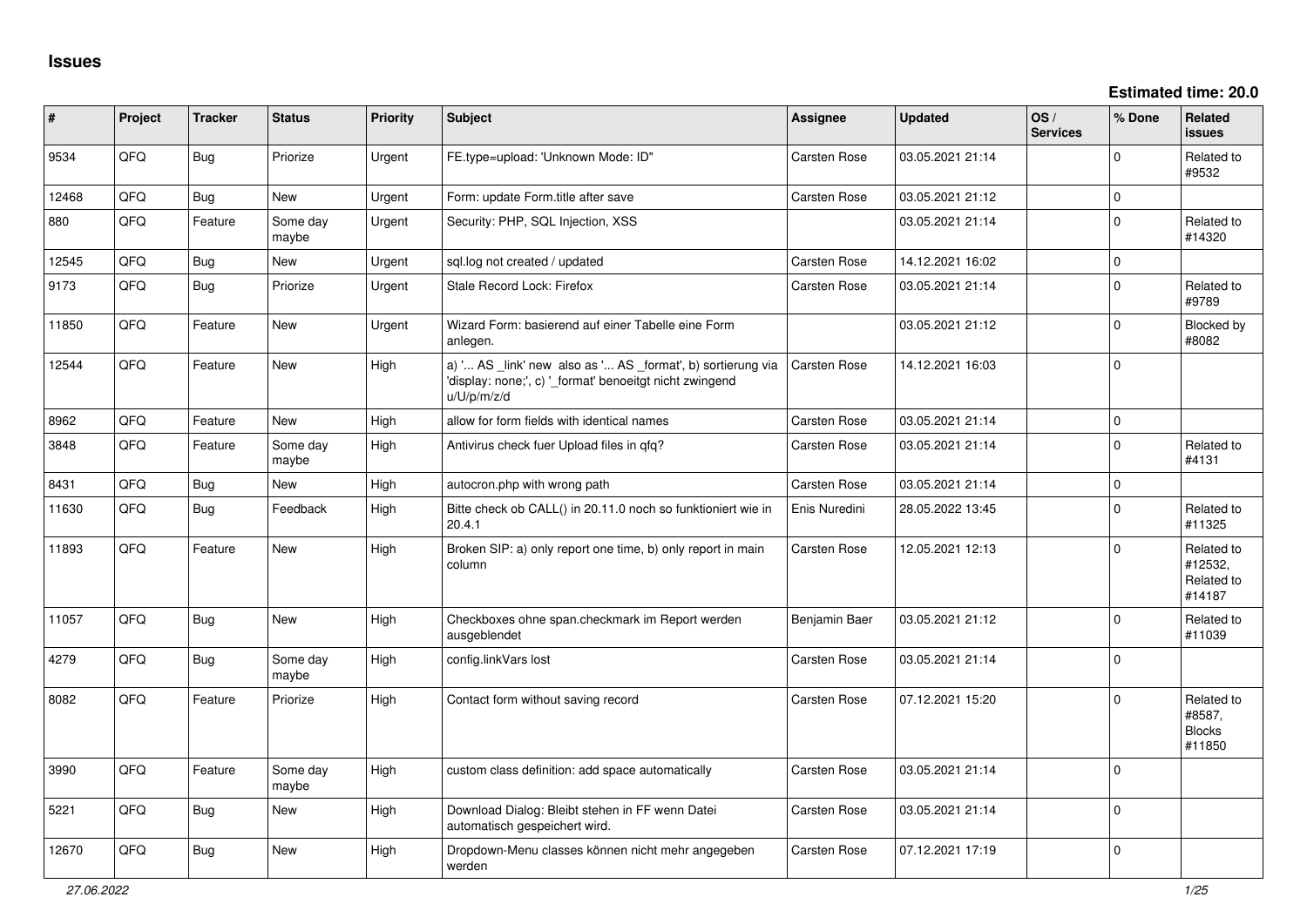# Issues

**Estimated time: 20.0**

| # | Project | Tracker | Status | Priority | Subject | Assignee | Updated | OS / Services | % Done | Related issues |
|---|---|---|---|---|---|---|---|---|---|---|
| 9534 | QFQ | Bug | Priorize | Urgent | FE.type=upload: 'Unknown Mode: ID" | Carsten Rose | 03.05.2021 21:14 | | 0 | Related to #9532 |
| 12468 | QFQ | Bug | New | Urgent | Form: update Form.title after save | Carsten Rose | 03.05.2021 21:12 | | 0 | |
| 880 | QFQ | Feature | Some day maybe | Urgent | Security: PHP, SQL Injection, XSS | | 03.05.2021 21:14 | | 0 | Related to #14320 |
| 12545 | QFQ | Bug | New | Urgent | sql.log not created / updated | Carsten Rose | 14.12.2021 16:02 | | 0 | |
| 9173 | QFQ | Bug | Priorize | Urgent | Stale Record Lock: Firefox | Carsten Rose | 03.05.2021 21:14 | | 0 | Related to #9789 |
| 11850 | QFQ | Feature | New | Urgent | Wizard Form: basierend auf einer Tabelle eine Form anlegen. | | 03.05.2021 21:12 | | 0 | Blocked by #8082 |
| 12544 | QFQ | Feature | New | High | a) '... AS _link' new also as '... AS _format', b) sortierung via 'display: none;', c) '_format' benoeitgt nicht zwingend u/U/p/m/z/d | Carsten Rose | 14.12.2021 16:03 | | 0 | |
| 8962 | QFQ | Feature | New | High | allow for form fields with identical names | Carsten Rose | 03.05.2021 21:14 | | 0 | |
| 3848 | QFQ | Feature | Some day maybe | High | Antivirus check fuer Upload files in qfq? | Carsten Rose | 03.05.2021 21:14 | | 0 | Related to #4131 |
| 8431 | QFQ | Bug | New | High | autocron.php with wrong path | Carsten Rose | 03.05.2021 21:14 | | 0 | |
| 11630 | QFQ | Bug | Feedback | High | Bitte check ob CALL() in 20.11.0 noch so funktioniert wie in 20.4.1 | Enis Nuredini | 28.05.2022 13:45 | | 0 | Related to #11325 |
| 11893 | QFQ | Feature | New | High | Broken SIP: a) only report one time, b) only report in main column | Carsten Rose | 12.05.2021 12:13 | | 0 | Related to #12532, Related to #14187 |
| 11057 | QFQ | Bug | New | High | Checkboxes ohne span.checkmark im Report werden ausgeblendet | Benjamin Baer | 03.05.2021 21:12 | | 0 | Related to #11039 |
| 4279 | QFQ | Bug | Some day maybe | High | config.linkVars lost | Carsten Rose | 03.05.2021 21:14 | | 0 | |
| 8082 | QFQ | Feature | Priorize | High | Contact form without saving record | Carsten Rose | 07.12.2021 15:20 | | 0 | Related to #8587, Blocks #11850 |
| 3990 | QFQ | Feature | Some day maybe | High | custom class definition: add space automatically | Carsten Rose | 03.05.2021 21:14 | | 0 | |
| 5221 | QFQ | Bug | New | High | Download Dialog: Bleibt stehen in FF wenn Datei automatisch gespeichert wird. | Carsten Rose | 03.05.2021 21:14 | | 0 | |
| 12670 | QFQ | Bug | New | High | Dropdown-Menu classes können nicht mehr angegeben werden | Carsten Rose | 07.12.2021 17:19 | | 0 | |

*27.06.2022*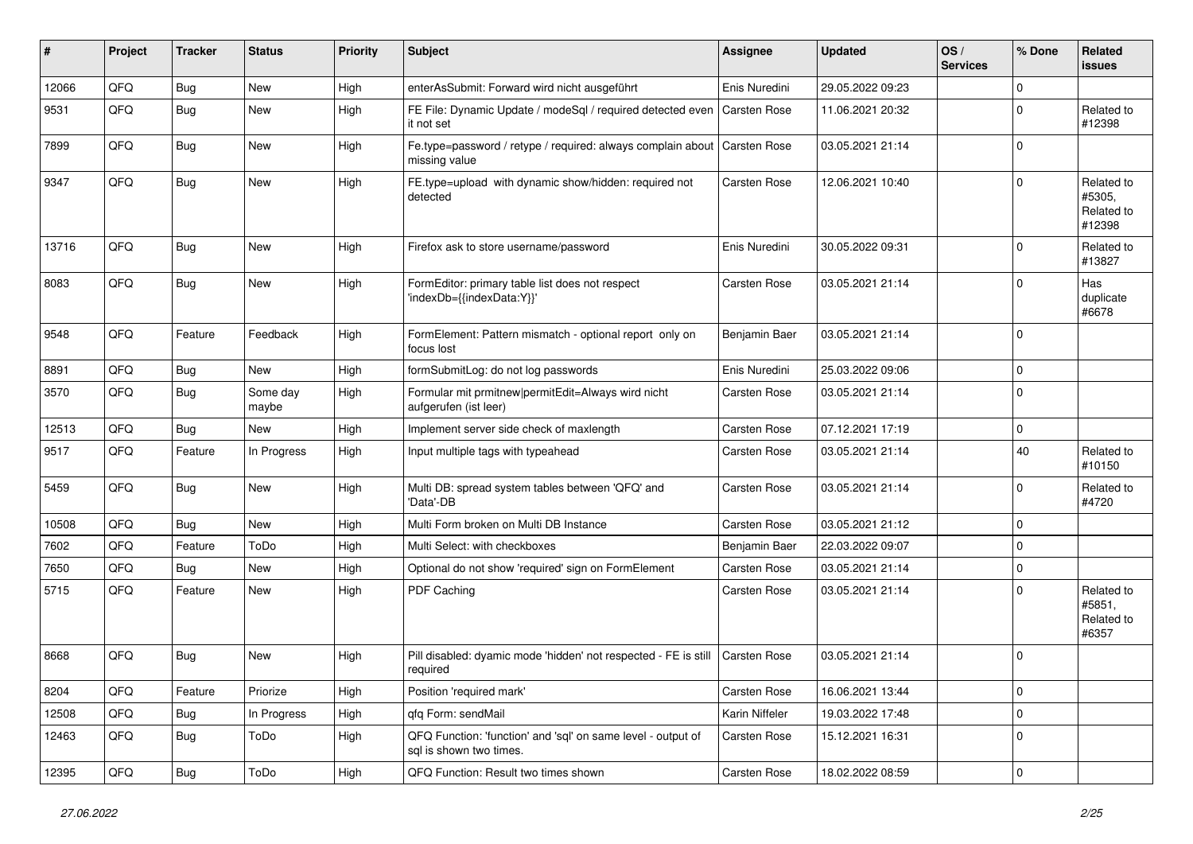| # | Project | Tracker | Status | Priority | Subject | Assignee | Updated | OS / Services | % Done | Related issues |
|---|---|---|---|---|---|---|---|---|---|---|
| 12066 | QFQ | Bug | New | High | enterAsSubmit: Forward wird nicht ausgeführt | Enis Nuredini | 29.05.2022 09:23 | | 0 | |
| 9531 | QFQ | Bug | New | High | FE File: Dynamic Update / modeSql / required detected even it not set | Carsten Rose | 11.06.2021 20:32 | | 0 | Related to #12398 |
| 7899 | QFQ | Bug | New | High | Fe.type=password / retype / required: always complain about missing value | Carsten Rose | 03.05.2021 21:14 | | 0 | |
| 9347 | QFQ | Bug | New | High | FE.type=upload with dynamic show/hidden: required not detected | Carsten Rose | 12.06.2021 10:40 | | 0 | Related to #5305, Related to #12398 |
| 13716 | QFQ | Bug | New | High | Firefox ask to store username/password | Enis Nuredini | 30.05.2022 09:31 | | 0 | Related to #13827 |
| 8083 | QFQ | Bug | New | High | FormEditor: primary table list does not respect 'indexDb={{indexData:Y}}' | Carsten Rose | 03.05.2021 21:14 | | 0 | Has duplicate #6678 |
| 9548 | QFQ | Feature | Feedback | High | FormElement: Pattern mismatch - optional report only on focus lost | Benjamin Baer | 03.05.2021 21:14 | | 0 | |
| 8891 | QFQ | Bug | New | High | formSubmitLog: do not log passwords | Enis Nuredini | 25.03.2022 09:06 | | 0 | |
| 3570 | QFQ | Bug | Some day maybe | High | Formular mit prmitnew\|permitEdit=Always wird nicht aufgerufen (ist leer) | Carsten Rose | 03.05.2021 21:14 | | 0 | |
| 12513 | QFQ | Bug | New | High | Implement server side check of maxlength | Carsten Rose | 07.12.2021 17:19 | | 0 | |
| 9517 | QFQ | Feature | In Progress | High | Input multiple tags with typeahead | Carsten Rose | 03.05.2021 21:14 | | 40 | Related to #10150 |
| 5459 | QFQ | Bug | New | High | Multi DB: spread system tables between 'QFQ' and 'Data'-DB | Carsten Rose | 03.05.2021 21:14 | | 0 | Related to #4720 |
| 10508 | QFQ | Bug | New | High | Multi Form broken on Multi DB Instance | Carsten Rose | 03.05.2021 21:12 | | 0 | |
| 7602 | QFQ | Feature | ToDo | High | Multi Select: with checkboxes | Benjamin Baer | 22.03.2022 09:07 | | 0 | |
| 7650 | QFQ | Bug | New | High | Optional do not show 'required' sign on FormElement | Carsten Rose | 03.05.2021 21:14 | | 0 | |
| 5715 | QFQ | Feature | New | High | PDF Caching | Carsten Rose | 03.05.2021 21:14 | | 0 | Related to #5851, Related to #6357 |
| 8668 | QFQ | Bug | New | High | Pill disabled: dyamic mode 'hidden' not respected - FE is still required | Carsten Rose | 03.05.2021 21:14 | | 0 | |
| 8204 | QFQ | Feature | Priorize | High | Position 'required mark' | Carsten Rose | 16.06.2021 13:44 | | 0 | |
| 12508 | QFQ | Bug | In Progress | High | qfq Form: sendMail | Karin Niffeler | 19.03.2022 17:48 | | 0 | |
| 12463 | QFQ | Bug | ToDo | High | QFQ Function: 'function' and 'sql' on same level - output of sql is shown two times. | Carsten Rose | 15.12.2021 16:31 | | 0 | |
| 12395 | QFQ | Bug | ToDo | High | QFQ Function: Result two times shown | Carsten Rose | 18.02.2022 08:59 | | 0 | |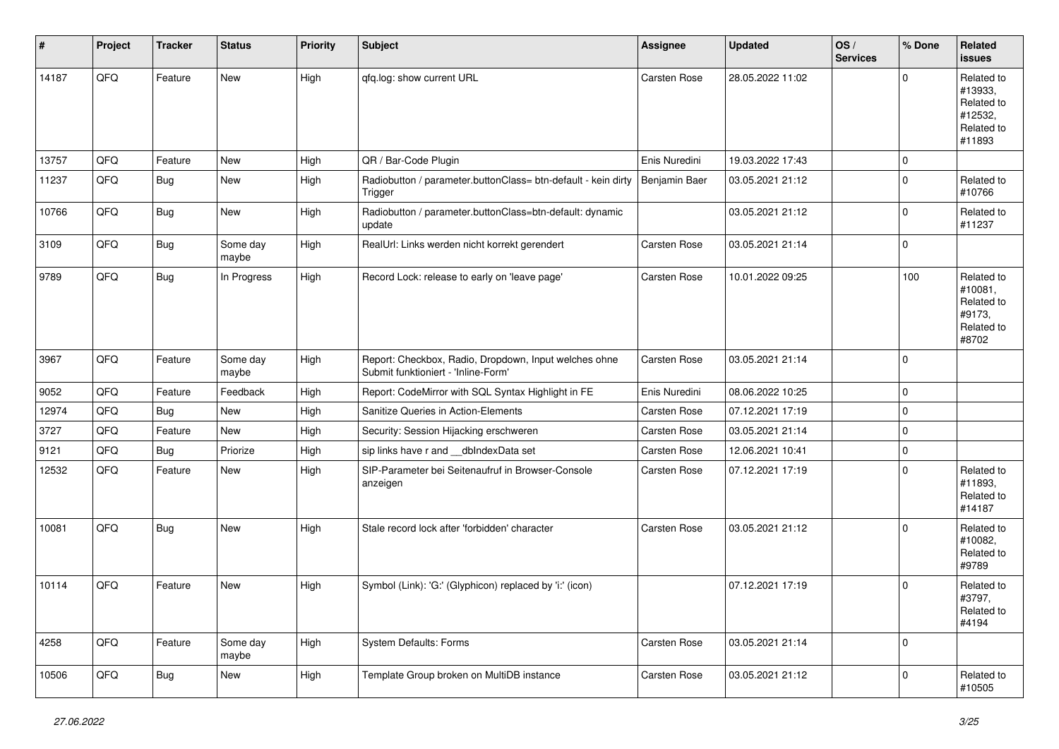| # | Project | Tracker | Status | Priority | Subject | Assignee | Updated | OS / Services | % Done | Related issues |
|---|---|---|---|---|---|---|---|---|---|---|
| 14187 | QFQ | Feature | New | High | qfq.log: show current URL | Carsten Rose | 28.05.2022 11:02 | | 0 | Related to #13933, Related to #12532, Related to #11893 |
| 13757 | QFQ | Feature | New | High | QR / Bar-Code Plugin | Enis Nuredini | 19.03.2022 17:43 | | 0 | |
| 11237 | QFQ | Bug | New | High | Radiobutton / parameter.buttonClass= btn-default - kein dirty Trigger | Benjamin Baer | 03.05.2021 21:12 | | 0 | Related to #10766 |
| 10766 | QFQ | Bug | New | High | Radiobutton / parameter.buttonClass=btn-default: dynamic update | | 03.05.2021 21:12 | | 0 | Related to #11237 |
| 3109 | QFQ | Bug | Some day maybe | High | RealUrl: Links werden nicht korrekt gerendert | Carsten Rose | 03.05.2021 21:14 | | 0 | |
| 9789 | QFQ | Bug | In Progress | High | Record Lock: release to early on 'leave page' | Carsten Rose | 10.01.2022 09:25 | | 100 | Related to #10081, Related to #9173, Related to #8702 |
| 3967 | QFQ | Feature | Some day maybe | High | Report: Checkbox, Radio, Dropdown, Input welches ohne Submit funktioniert - 'Inline-Form' | Carsten Rose | 03.05.2021 21:14 | | 0 | |
| 9052 | QFQ | Feature | Feedback | High | Report: CodeMirror with SQL Syntax Highlight in FE | Enis Nuredini | 08.06.2022 10:25 | | 0 | |
| 12974 | QFQ | Bug | New | High | Sanitize Queries in Action-Elements | Carsten Rose | 07.12.2021 17:19 | | 0 | |
| 3727 | QFQ | Feature | New | High | Security: Session Hijacking erschweren | Carsten Rose | 03.05.2021 21:14 | | 0 | |
| 9121 | QFQ | Bug | Priorize | High | sip links have r and __dbIndexData set | Carsten Rose | 12.06.2021 10:41 | | 0 | |
| 12532 | QFQ | Feature | New | High | SIP-Parameter bei Seitenaufruf in Browser-Console anzeigen | Carsten Rose | 07.12.2021 17:19 | | 0 | Related to #11893, Related to #14187 |
| 10081 | QFQ | Bug | New | High | Stale record lock after 'forbidden' character | Carsten Rose | 03.05.2021 21:12 | | 0 | Related to #10082, Related to #9789 |
| 10114 | QFQ | Feature | New | High | Symbol (Link): 'G:' (Glyphicon) replaced by 'i:' (icon) | | 07.12.2021 17:19 | | 0 | Related to #3797, Related to #4194 |
| 4258 | QFQ | Feature | Some day maybe | High | System Defaults: Forms | Carsten Rose | 03.05.2021 21:14 | | 0 | |
| 10506 | QFQ | Bug | New | High | Template Group broken on MultiDB instance | Carsten Rose | 03.05.2021 21:12 | | 0 | Related to #10505 |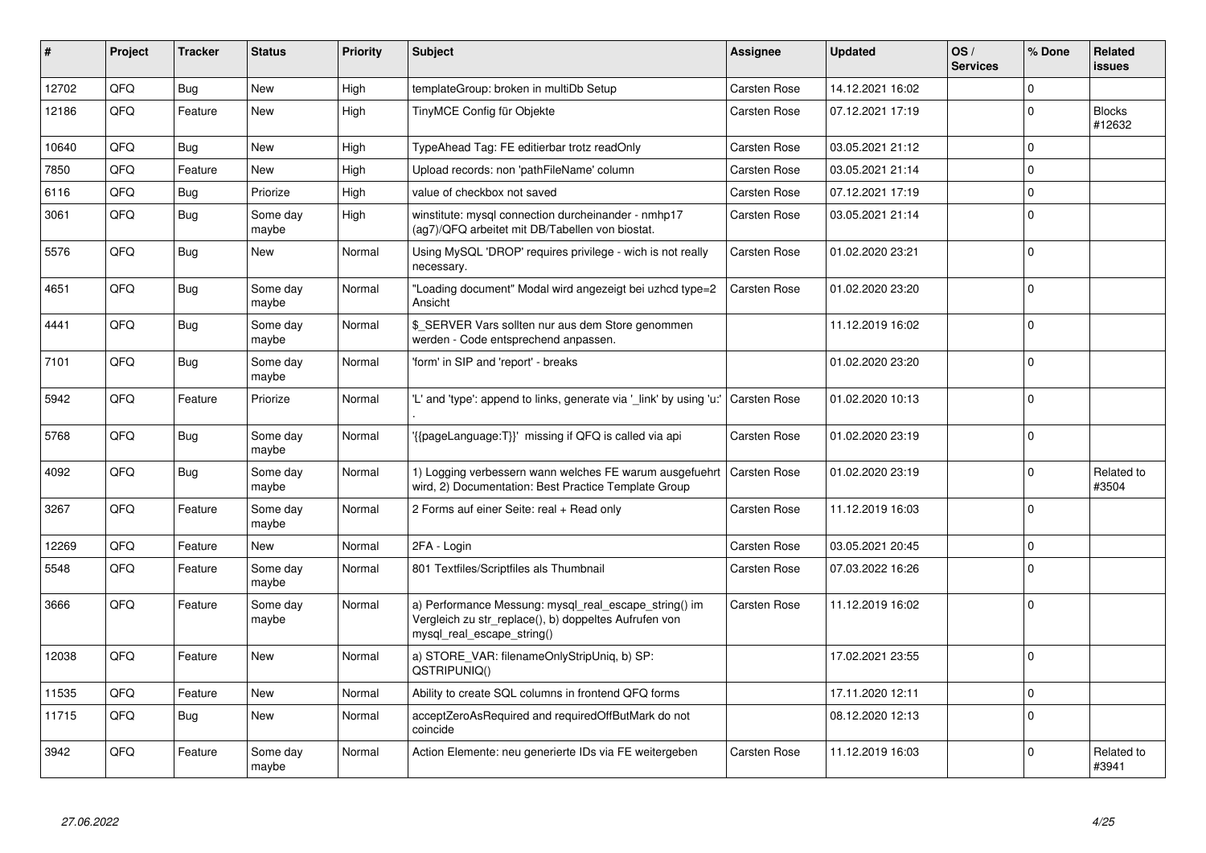| # | Project | Tracker | Status | Priority | Subject | Assignee | Updated | OS / Services | % Done | Related issues |
|---|---|---|---|---|---|---|---|---|---|---|
| 12702 | QFQ | Bug | New | High | templateGroup: broken in multiDb Setup | Carsten Rose | 14.12.2021 16:02 | | 0 | |
| 12186 | QFQ | Feature | New | High | TinyMCE Config für Objekte | Carsten Rose | 07.12.2021 17:19 | | 0 | Blocks #12632 |
| 10640 | QFQ | Bug | New | High | TypeAhead Tag: FE editierbar trotz readOnly | Carsten Rose | 03.05.2021 21:12 | | 0 | |
| 7850 | QFQ | Feature | New | High | Upload records: non 'pathFileName' column | Carsten Rose | 03.05.2021 21:14 | | 0 | |
| 6116 | QFQ | Bug | Priorize | High | value of checkbox not saved | Carsten Rose | 07.12.2021 17:19 | | 0 | |
| 3061 | QFQ | Bug | Some day maybe | High | winstitute: mysql connection durcheinander - nmhp17 (ag7)/QFQ arbeitet mit DB/Tabellen von biostat. | Carsten Rose | 03.05.2021 21:14 | | 0 | |
| 5576 | QFQ | Bug | New | Normal | Using MySQL 'DROP' requires privilege - wich is not really necessary. | Carsten Rose | 01.02.2020 23:21 | | 0 | |
| 4651 | QFQ | Bug | Some day maybe | Normal | "Loading document" Modal wird angezeigt bei uzhcd type=2 Ansicht | Carsten Rose | 01.02.2020 23:20 | | 0 | |
| 4441 | QFQ | Bug | Some day maybe | Normal | $_SERVER Vars sollten nur aus dem Store genommen werden - Code entsprechend anpassen. | | 11.12.2019 16:02 | | 0 | |
| 7101 | QFQ | Bug | Some day maybe | Normal | 'form' in SIP and 'report' - breaks | | 01.02.2020 23:20 | | 0 | |
| 5942 | QFQ | Feature | Priorize | Normal | 'L' and 'type': append to links, generate via '_link' by using 'u:' . | Carsten Rose | 01.02.2020 10:13 | | 0 | |
| 5768 | QFQ | Bug | Some day maybe | Normal | '{{pageLanguage:T}}' missing if QFQ is called via api | Carsten Rose | 01.02.2020 23:19 | | 0 | |
| 4092 | QFQ | Bug | Some day maybe | Normal | 1) Logging verbessern wann welches FE warum ausgefuehrt wird, 2) Documentation: Best Practice Template Group | Carsten Rose | 01.02.2020 23:19 | | 0 | Related to #3504 |
| 3267 | QFQ | Feature | Some day maybe | Normal | 2 Forms auf einer Seite: real + Read only | Carsten Rose | 11.12.2019 16:03 | | 0 | |
| 12269 | QFQ | Feature | New | Normal | 2FA - Login | Carsten Rose | 03.05.2021 20:45 | | 0 | |
| 5548 | QFQ | Feature | Some day maybe | Normal | 801 Textfiles/Scriptfiles als Thumbnail | Carsten Rose | 07.03.2022 16:26 | | 0 | |
| 3666 | QFQ | Feature | Some day maybe | Normal | a) Performance Messung: mysql_real_escape_string() im Vergleich zu str_replace(), b) doppeltes Aufrufen von mysql_real_escape_string() | Carsten Rose | 11.12.2019 16:02 | | 0 | |
| 12038 | QFQ | Feature | New | Normal | a) STORE_VAR: filenameOnlyStripUniq, b) SP: QSTRIPUNIQ() | | 17.02.2021 23:55 | | 0 | |
| 11535 | QFQ | Feature | New | Normal | Ability to create SQL columns in frontend QFQ forms | | 17.11.2020 12:11 | | 0 | |
| 11715 | QFQ | Bug | New | Normal | acceptZeroAsRequired and requiredOffButMark do not coincide | | 08.12.2020 12:13 | | 0 | |
| 3942 | QFQ | Feature | Some day maybe | Normal | Action Elemente: neu generierte IDs via FE weitergeben | Carsten Rose | 11.12.2019 16:03 | | 0 | Related to #3941 |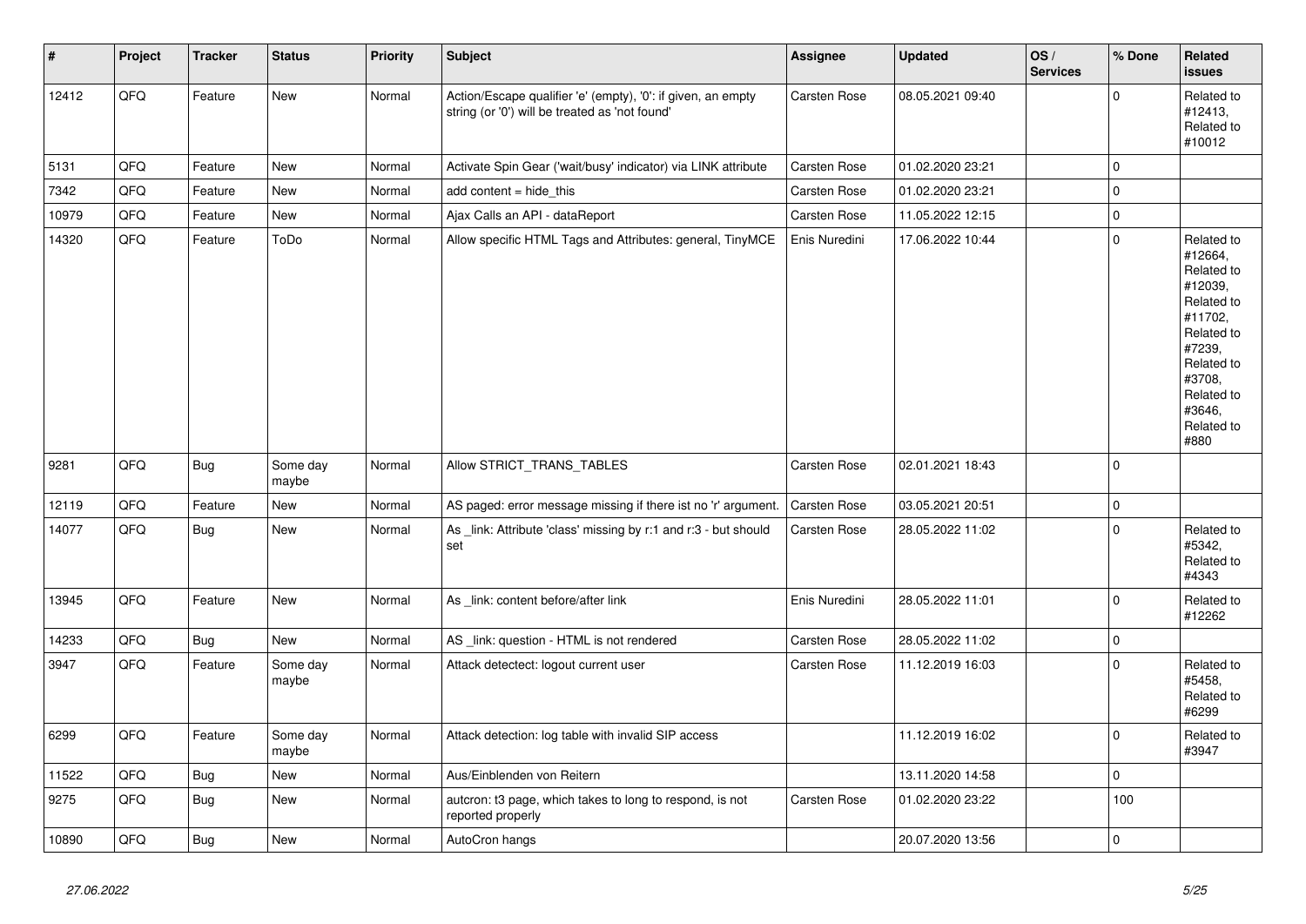| # | Project | Tracker | Status | Priority | Subject | Assignee | Updated | OS / Services | % Done | Related issues |
|---|---|---|---|---|---|---|---|---|---|---|
| 12412 | QFQ | Feature | New | Normal | Action/Escape qualifier 'e' (empty), '0': if given, an empty string (or '0') will be treated as 'not found' | Carsten Rose | 08.05.2021 09:40 | | 0 | Related to #12413, Related to #10012 |
| 5131 | QFQ | Feature | New | Normal | Activate Spin Gear ('wait/busy' indicator) via LINK attribute | Carsten Rose | 01.02.2020 23:21 | | 0 | |
| 7342 | QFQ | Feature | New | Normal | add content = hide_this | Carsten Rose | 01.02.2020 23:21 | | 0 | |
| 10979 | QFQ | Feature | New | Normal | Ajax Calls an API - dataReport | Carsten Rose | 11.05.2022 12:15 | | 0 | |
| 14320 | QFQ | Feature | ToDo | Normal | Allow specific HTML Tags and Attributes: general, TinyMCE | Enis Nuredini | 17.06.2022 10:44 | | 0 | Related to #12664, Related to #12039, Related to #11702, Related to #7239, Related to #3708, Related to #3646, Related to #880 |
| 9281 | QFQ | Bug | Some day maybe | Normal | Allow STRICT_TRANS_TABLES | Carsten Rose | 02.01.2021 18:43 | | 0 | |
| 12119 | QFQ | Feature | New | Normal | AS paged: error message missing if there ist no 'r' argument. | Carsten Rose | 03.05.2021 20:51 | | 0 | |
| 14077 | QFQ | Bug | New | Normal | As _link: Attribute 'class' missing by r:1 and r:3 - but should set | Carsten Rose | 28.05.2022 11:02 | | 0 | Related to #5342, Related to #4343 |
| 13945 | QFQ | Feature | New | Normal | As _link: content before/after link | Enis Nuredini | 28.05.2022 11:01 | | 0 | Related to #12262 |
| 14233 | QFQ | Bug | New | Normal | AS _link: question - HTML is not rendered | Carsten Rose | 28.05.2022 11:02 | | 0 | |
| 3947 | QFQ | Feature | Some day maybe | Normal | Attack detectect: logout current user | Carsten Rose | 11.12.2019 16:03 | | 0 | Related to #5458, Related to #6299 |
| 6299 | QFQ | Feature | Some day maybe | Normal | Attack detection: log table with invalid SIP access | | 11.12.2019 16:02 | | 0 | Related to #3947 |
| 11522 | QFQ | Bug | New | Normal | Aus/Einblenden von Reitern | | 13.11.2020 14:58 | | 0 | |
| 9275 | QFQ | Bug | New | Normal | autcron: t3 page, which takes to long to respond, is not reported properly | Carsten Rose | 01.02.2020 23:22 | | 100 | |
| 10890 | QFQ | Bug | New | Normal | AutoCron hangs | | 20.07.2020 13:56 | | 0 | |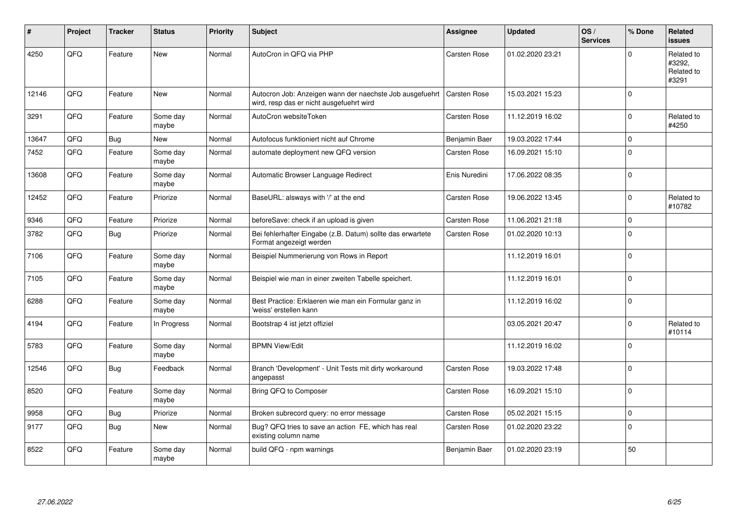| # | Project | Tracker | Status | Priority | Subject | Assignee | Updated | OS / Services | % Done | Related issues |
|---|---|---|---|---|---|---|---|---|---|---|
| 4250 | QFQ | Feature | New | Normal | AutoCron in QFQ via PHP | Carsten Rose | 01.02.2020 23:21 | | 0 | Related to #3292, Related to #3291 |
| 12146 | QFQ | Feature | New | Normal | Autocron Job: Anzeigen wann der naechste Job ausgefuehrt wird, resp das er nicht ausgefuehrt wird | Carsten Rose | 15.03.2021 15:23 | | 0 | |
| 3291 | QFQ | Feature | Some day maybe | Normal | AutoCron websiteToken | Carsten Rose | 11.12.2019 16:02 | | 0 | Related to #4250 |
| 13647 | QFQ | Bug | New | Normal | Autofocus funktioniert nicht auf Chrome | Benjamin Baer | 19.03.2022 17:44 | | 0 | |
| 7452 | QFQ | Feature | Some day maybe | Normal | automate deployment new QFQ version | Carsten Rose | 16.09.2021 15:10 | | 0 | |
| 13608 | QFQ | Feature | Some day maybe | Normal | Automatic Browser Language Redirect | Enis Nuredini | 17.06.2022 08:35 | | 0 | |
| 12452 | QFQ | Feature | Priorize | Normal | BaseURL: alsways with '/' at the end | Carsten Rose | 19.06.2022 13:45 | | 0 | Related to #10782 |
| 9346 | QFQ | Feature | Priorize | Normal | beforeSave: check if an upload is given | Carsten Rose | 11.06.2021 21:18 | | 0 | |
| 3782 | QFQ | Bug | Priorize | Normal | Bei fehlerhafter Eingabe (z.B. Datum) sollte das erwartete Format angezeigt werden | Carsten Rose | 01.02.2020 10:13 | | 0 | |
| 7106 | QFQ | Feature | Some day maybe | Normal | Beispiel Nummerierung von Rows in Report | | 11.12.2019 16:01 | | 0 | |
| 7105 | QFQ | Feature | Some day maybe | Normal | Beispiel wie man in einer zweiten Tabelle speichert. | | 11.12.2019 16:01 | | 0 | |
| 6288 | QFQ | Feature | Some day maybe | Normal | Best Practice: Erklaeren wie man ein Formular ganz in 'weiss' erstellen kann | | 11.12.2019 16:02 | | 0 | |
| 4194 | QFQ | Feature | In Progress | Normal | Bootstrap 4 ist jetzt offiziel | | 03.05.2021 20:47 | | 0 | Related to #10114 |
| 5783 | QFQ | Feature | Some day maybe | Normal | BPMN View/Edit | | 11.12.2019 16:02 | | 0 | |
| 12546 | QFQ | Bug | Feedback | Normal | Branch 'Development' - Unit Tests mit dirty workaround angepasst | Carsten Rose | 19.03.2022 17:48 | | 0 | |
| 8520 | QFQ | Feature | Some day maybe | Normal | Bring QFQ to Composer | Carsten Rose | 16.09.2021 15:10 | | 0 | |
| 9958 | QFQ | Bug | Priorize | Normal | Broken subrecord query: no error message | Carsten Rose | 05.02.2021 15:15 | | 0 | |
| 9177 | QFQ | Bug | New | Normal | Bug? QFQ tries to save an action FE, which has real existing column name | Carsten Rose | 01.02.2020 23:22 | | 0 | |
| 8522 | QFQ | Feature | Some day maybe | Normal | build QFQ - npm warnings | Benjamin Baer | 01.02.2020 23:19 | | 50 | |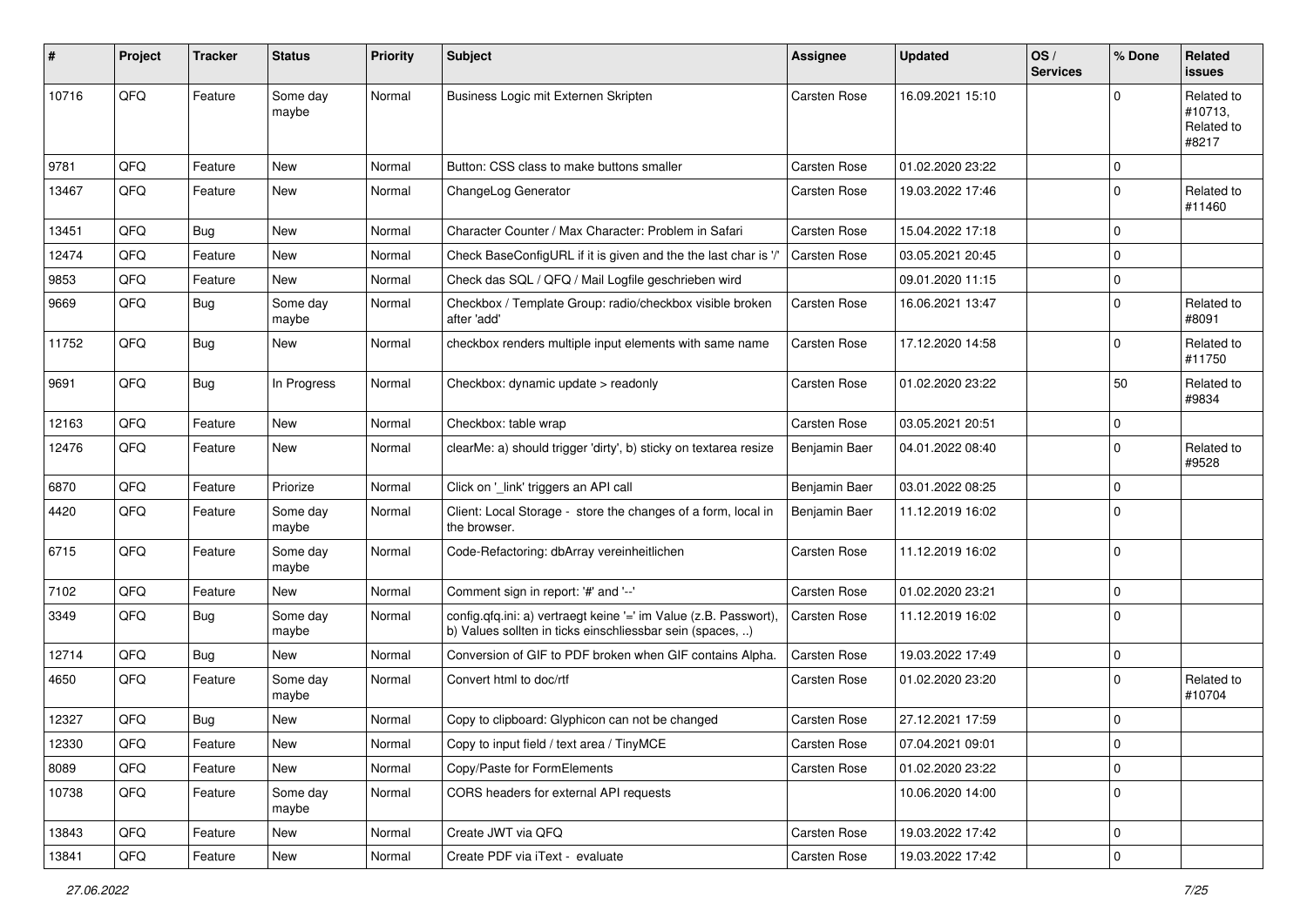| # | Project | Tracker | Status | Priority | Subject | Assignee | Updated | OS / Services | % Done | Related issues |
|---|---|---|---|---|---|---|---|---|---|---|
| 10716 | QFQ | Feature | Some day maybe | Normal | Business Logic mit Externen Skripten | Carsten Rose | 16.09.2021 15:10 | | 0 | Related to #10713, Related to #8217 |
| 9781 | QFQ | Feature | New | Normal | Button: CSS class to make buttons smaller | Carsten Rose | 01.02.2020 23:22 | | 0 | |
| 13467 | QFQ | Feature | New | Normal | ChangeLog Generator | Carsten Rose | 19.03.2022 17:46 | | 0 | Related to #11460 |
| 13451 | QFQ | Bug | New | Normal | Character Counter / Max Character: Problem in Safari | Carsten Rose | 15.04.2022 17:18 | | 0 | |
| 12474 | QFQ | Feature | New | Normal | Check BaseConfigURL if it is given and the the last char is '/' | Carsten Rose | 03.05.2021 20:45 | | 0 | |
| 9853 | QFQ | Feature | New | Normal | Check das SQL / QFQ / Mail Logfile geschrieben wird | | 09.01.2020 11:15 | | 0 | |
| 9669 | QFQ | Bug | Some day maybe | Normal | Checkbox / Template Group: radio/checkbox visible broken after 'add' | Carsten Rose | 16.06.2021 13:47 | | 0 | Related to #8091 |
| 11752 | QFQ | Bug | New | Normal | checkbox renders multiple input elements with same name | Carsten Rose | 17.12.2020 14:58 | | 0 | Related to #11750 |
| 9691 | QFQ | Bug | In Progress | Normal | Checkbox: dynamic update > readonly | Carsten Rose | 01.02.2020 23:22 | | 50 | Related to #9834 |
| 12163 | QFQ | Feature | New | Normal | Checkbox: table wrap | Carsten Rose | 03.05.2021 20:51 | | 0 | |
| 12476 | QFQ | Feature | New | Normal | clearMe: a) should trigger 'dirty', b) sticky on textarea resize | Benjamin Baer | 04.01.2022 08:40 | | 0 | Related to #9528 |
| 6870 | QFQ | Feature | Priorize | Normal | Click on '_link' triggers an API call | Benjamin Baer | 03.01.2022 08:25 | | 0 | |
| 4420 | QFQ | Feature | Some day maybe | Normal | Client: Local Storage - store the changes of a form, local in the browser. | Benjamin Baer | 11.12.2019 16:02 | | 0 | |
| 6715 | QFQ | Feature | Some day maybe | Normal | Code-Refactoring: dbArray vereinheitlichen | Carsten Rose | 11.12.2019 16:02 | | 0 | |
| 7102 | QFQ | Feature | New | Normal | Comment sign in report: '#' and '--' | Carsten Rose | 01.02.2020 23:21 | | 0 | |
| 3349 | QFQ | Bug | Some day maybe | Normal | config.qfq.ini: a) vertraegt keine '=' im Value (z.B. Passwort), b) Values sollten in ticks einschliessbar sein (spaces, ..) | Carsten Rose | 11.12.2019 16:02 | | 0 | |
| 12714 | QFQ | Bug | New | Normal | Conversion of GIF to PDF broken when GIF contains Alpha. | Carsten Rose | 19.03.2022 17:49 | | 0 | |
| 4650 | QFQ | Feature | Some day maybe | Normal | Convert html to doc/rtf | Carsten Rose | 01.02.2020 23:20 | | 0 | Related to #10704 |
| 12327 | QFQ | Bug | New | Normal | Copy to clipboard: Glyphicon can not be changed | Carsten Rose | 27.12.2021 17:59 | | 0 | |
| 12330 | QFQ | Feature | New | Normal | Copy to input field / text area / TinyMCE | Carsten Rose | 07.04.2021 09:01 | | 0 | |
| 8089 | QFQ | Feature | New | Normal | Copy/Paste for FormElements | Carsten Rose | 01.02.2020 23:22 | | 0 | |
| 10738 | QFQ | Feature | Some day maybe | Normal | CORS headers for external API requests | | 10.06.2020 14:00 | | 0 | |
| 13843 | QFQ | Feature | New | Normal | Create JWT via QFQ | Carsten Rose | 19.03.2022 17:42 | | 0 | |
| 13841 | QFQ | Feature | New | Normal | Create PDF via iText - evaluate | Carsten Rose | 19.03.2022 17:42 | | 0 | |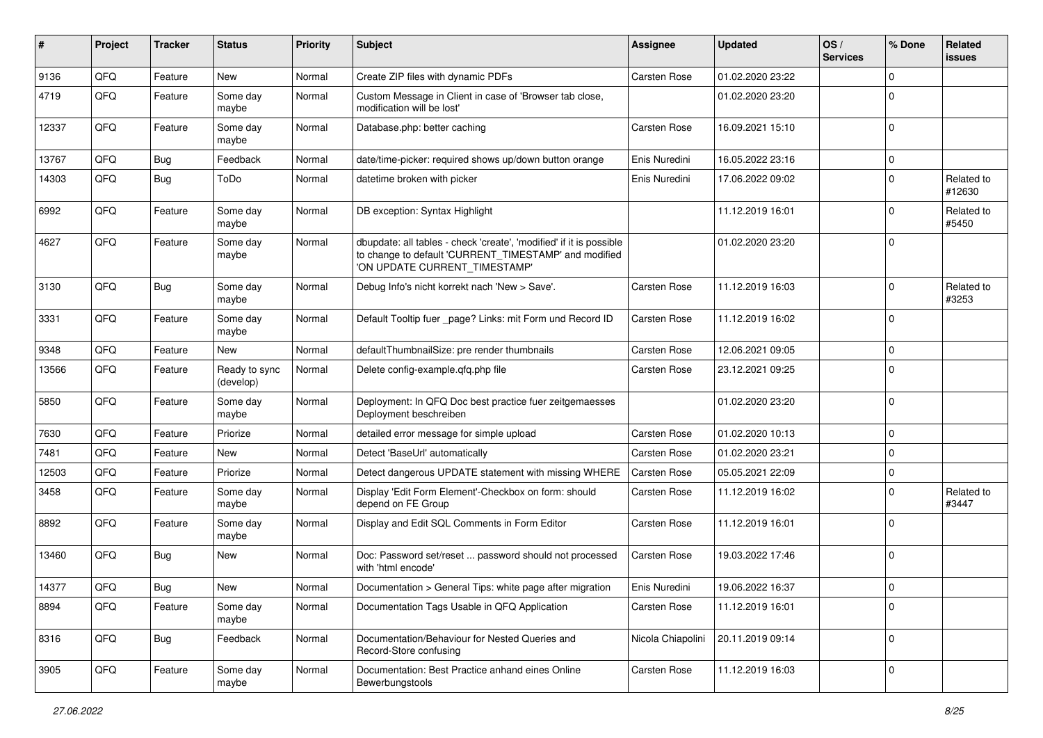| # | Project | Tracker | Status | Priority | Subject | Assignee | Updated | OS / Services | % Done | Related issues |
|---|---|---|---|---|---|---|---|---|---|---|
| 9136 | QFQ | Feature | New | Normal | Create ZIP files with dynamic PDFs | Carsten Rose | 01.02.2020 23:22 | | 0 | |
| 4719 | QFQ | Feature | Some day maybe | Normal | Custom Message in Client in case of 'Browser tab close, modification will be lost' | | 01.02.2020 23:20 | | 0 | |
| 12337 | QFQ | Feature | Some day maybe | Normal | Database.php: better caching | Carsten Rose | 16.09.2021 15:10 | | 0 | |
| 13767 | QFQ | Bug | Feedback | Normal | date/time-picker: required shows up/down button orange | Enis Nuredini | 16.05.2022 23:16 | | 0 | |
| 14303 | QFQ | Bug | ToDo | Normal | datetime broken with picker | Enis Nuredini | 17.06.2022 09:02 | | 0 | Related to #12630 |
| 6992 | QFQ | Feature | Some day maybe | Normal | DB exception: Syntax Highlight | | 11.12.2019 16:01 | | 0 | Related to #5450 |
| 4627 | QFQ | Feature | Some day maybe | Normal | dbupdate: all tables - check 'create', 'modified' if it is possible to change to default 'CURRENT_TIMESTAMP' and modified 'ON UPDATE CURRENT_TIMESTAMP' | | 01.02.2020 23:20 | | 0 | |
| 3130 | QFQ | Bug | Some day maybe | Normal | Debug Info's nicht korrekt nach 'New > Save'. | Carsten Rose | 11.12.2019 16:03 | | 0 | Related to #3253 |
| 3331 | QFQ | Feature | Some day maybe | Normal | Default Tooltip fuer _page? Links: mit Form und Record ID | Carsten Rose | 11.12.2019 16:02 | | 0 | |
| 9348 | QFQ | Feature | New | Normal | defaultThumbnailSize: pre render thumbnails | Carsten Rose | 12.06.2021 09:05 | | 0 | |
| 13566 | QFQ | Feature | Ready to sync (develop) | Normal | Delete config-example.qfq.php file | Carsten Rose | 23.12.2021 09:25 | | 0 | |
| 5850 | QFQ | Feature | Some day maybe | Normal | Deployment: In QFQ Doc best practice fuer zeitgemaesses Deployment beschreiben | | 01.02.2020 23:20 | | 0 | |
| 7630 | QFQ | Feature | Priorize | Normal | detailed error message for simple upload | Carsten Rose | 01.02.2020 10:13 | | 0 | |
| 7481 | QFQ | Feature | New | Normal | Detect 'BaseUrl' automatically | Carsten Rose | 01.02.2020 23:21 | | 0 | |
| 12503 | QFQ | Feature | Priorize | Normal | Detect dangerous UPDATE statement with missing WHERE | Carsten Rose | 05.05.2021 22:09 | | 0 | |
| 3458 | QFQ | Feature | Some day maybe | Normal | Display 'Edit Form Element'-Checkbox on form: should depend on FE Group | Carsten Rose | 11.12.2019 16:02 | | 0 | Related to #3447 |
| 8892 | QFQ | Feature | Some day maybe | Normal | Display and Edit SQL Comments in Form Editor | Carsten Rose | 11.12.2019 16:01 | | 0 | |
| 13460 | QFQ | Bug | New | Normal | Doc: Password set/reset ... password should not processed with 'html encode' | Carsten Rose | 19.03.2022 17:46 | | 0 | |
| 14377 | QFQ | Bug | New | Normal | Documentation > General Tips: white page after migration | Enis Nuredini | 19.06.2022 16:37 | | 0 | |
| 8894 | QFQ | Feature | Some day maybe | Normal | Documentation Tags Usable in QFQ Application | Carsten Rose | 11.12.2019 16:01 | | 0 | |
| 8316 | QFQ | Bug | Feedback | Normal | Documentation/Behaviour for Nested Queries and Record-Store confusing | Nicola Chiapolini | 20.11.2019 09:14 | | 0 | |
| 3905 | QFQ | Feature | Some day maybe | Normal | Documentation: Best Practice anhand eines Online Bewerbungstools | Carsten Rose | 11.12.2019 16:03 | | 0 | |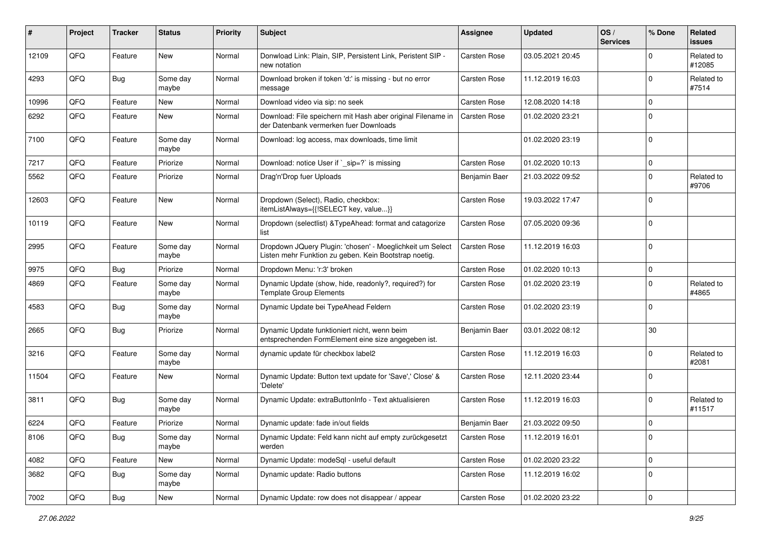| # | Project | Tracker | Status | Priority | Subject | Assignee | Updated | OS / Services | % Done | Related issues |
|---|---|---|---|---|---|---|---|---|---|---|
| 12109 | QFQ | Feature | New | Normal | Donwload Link: Plain, SIP, Persistent Link, Peristent SIP - new notation | Carsten Rose | 03.05.2021 20:45 | | 0 | Related to #12085 |
| 4293 | QFQ | Bug | Some day maybe | Normal | Download broken if token 'd:' is missing - but no error message | Carsten Rose | 11.12.2019 16:03 | | 0 | Related to #7514 |
| 10996 | QFQ | Feature | New | Normal | Download video via sip: no seek | Carsten Rose | 12.08.2020 14:18 | | 0 | |
| 6292 | QFQ | Feature | New | Normal | Download: File speichern mit Hash aber original Filename in der Datenbank vermerken fuer Downloads | Carsten Rose | 01.02.2020 23:21 | | 0 | |
| 7100 | QFQ | Feature | Some day maybe | Normal | Download: log access, max downloads, time limit | | 01.02.2020 23:19 | | 0 | |
| 7217 | QFQ | Feature | Priorize | Normal | Download: notice User if `_sip=?` is missing | Carsten Rose | 01.02.2020 10:13 | | 0 | |
| 5562 | QFQ | Feature | Priorize | Normal | Drag'n'Drop fuer Uploads | Benjamin Baer | 21.03.2022 09:52 | | 0 | Related to #9706 |
| 12603 | QFQ | Feature | New | Normal | Dropdown (Select), Radio, checkbox: itemListAlways={{!SELECT key, value...}} | Carsten Rose | 19.03.2022 17:47 | | 0 | |
| 10119 | QFQ | Feature | New | Normal | Dropdown (selectlist) &TypeAhead: format and catagorize list | Carsten Rose | 07.05.2020 09:36 | | 0 | |
| 2995 | QFQ | Feature | Some day maybe | Normal | Dropdown JQuery Plugin: 'chosen' - Moeglichkeit um Select Listen mehr Funktion zu geben. Kein Bootstrap noetig. | Carsten Rose | 11.12.2019 16:03 | | 0 | |
| 9975 | QFQ | Bug | Priorize | Normal | Dropdown Menu: 'r:3' broken | Carsten Rose | 01.02.2020 10:13 | | 0 | |
| 4869 | QFQ | Feature | Some day maybe | Normal | Dynamic Update (show, hide, readonly?, required?) for Template Group Elements | Carsten Rose | 01.02.2020 23:19 | | 0 | Related to #4865 |
| 4583 | QFQ | Bug | Some day maybe | Normal | Dynamic Update bei TypeAhead Feldern | Carsten Rose | 01.02.2020 23:19 | | 0 | |
| 2665 | QFQ | Bug | Priorize | Normal | Dynamic Update funktioniert nicht, wenn beim entsprechenden FormElement eine size angegeben ist. | Benjamin Baer | 03.01.2022 08:12 | | 30 | |
| 3216 | QFQ | Feature | Some day maybe | Normal | dynamic update für checkbox label2 | Carsten Rose | 11.12.2019 16:03 | | 0 | Related to #2081 |
| 11504 | QFQ | Feature | New | Normal | Dynamic Update: Button text update for 'Save',' Close' & 'Delete' | Carsten Rose | 12.11.2020 23:44 | | 0 | |
| 3811 | QFQ | Bug | Some day maybe | Normal | Dynamic Update: extraButtonInfo - Text aktualisieren | Carsten Rose | 11.12.2019 16:03 | | 0 | Related to #11517 |
| 6224 | QFQ | Feature | Priorize | Normal | Dynamic update: fade in/out fields | Benjamin Baer | 21.03.2022 09:50 | | 0 | |
| 8106 | QFQ | Bug | Some day maybe | Normal | Dynamic Update: Feld kann nicht auf empty zurückgesetzt werden | Carsten Rose | 11.12.2019 16:01 | | 0 | |
| 4082 | QFQ | Feature | New | Normal | Dynamic Update: modeSql - useful default | Carsten Rose | 01.02.2020 23:22 | | 0 | |
| 3682 | QFQ | Bug | Some day maybe | Normal | Dynamic update: Radio buttons | Carsten Rose | 11.12.2019 16:02 | | 0 | |
| 7002 | QFQ | Bug | New | Normal | Dynamic Update: row does not disappear / appear | Carsten Rose | 01.02.2020 23:22 | | 0 | |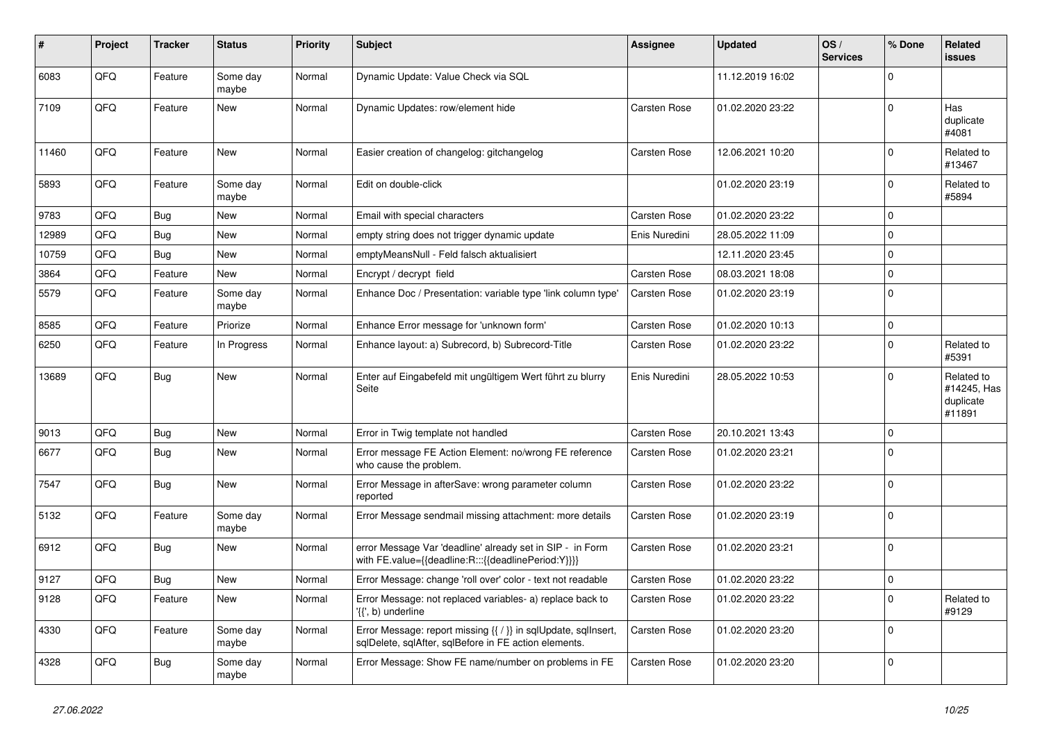| # | Project | Tracker | Status | Priority | Subject | Assignee | Updated | OS / Services | % Done | Related issues |
|---|---|---|---|---|---|---|---|---|---|---|
| 6083 | QFQ | Feature | Some day maybe | Normal | Dynamic Update: Value Check via SQL | | 11.12.2019 16:02 | | 0 | |
| 7109 | QFQ | Feature | New | Normal | Dynamic Updates: row/element hide | Carsten Rose | 01.02.2020 23:22 | | 0 | Has duplicate #4081 |
| 11460 | QFQ | Feature | New | Normal | Easier creation of changelog: gitchangelog | Carsten Rose | 12.06.2021 10:20 | | 0 | Related to #13467 |
| 5893 | QFQ | Feature | Some day maybe | Normal | Edit on double-click | | 01.02.2020 23:19 | | 0 | Related to #5894 |
| 9783 | QFQ | Bug | New | Normal | Email with special characters | Carsten Rose | 01.02.2020 23:22 | | 0 | |
| 12989 | QFQ | Bug | New | Normal | empty string does not trigger dynamic update | Enis Nuredini | 28.05.2022 11:09 | | 0 | |
| 10759 | QFQ | Bug | New | Normal | emptyMeansNull - Feld falsch aktualisiert | | 12.11.2020 23:45 | | 0 | |
| 3864 | QFQ | Feature | New | Normal | Encrypt / decrypt field | Carsten Rose | 08.03.2021 18:08 | | 0 | |
| 5579 | QFQ | Feature | Some day maybe | Normal | Enhance Doc / Presentation: variable type 'link column type' | Carsten Rose | 01.02.2020 23:19 | | 0 | |
| 8585 | QFQ | Feature | Priorize | Normal | Enhance Error message for 'unknown form' | Carsten Rose | 01.02.2020 10:13 | | 0 | |
| 6250 | QFQ | Feature | In Progress | Normal | Enhance layout: a) Subrecord, b) Subrecord-Title | Carsten Rose | 01.02.2020 23:22 | | 0 | Related to #5391 |
| 13689 | QFQ | Bug | New | Normal | Enter auf Eingabefeld mit ungültigem Wert führt zu blurry Seite | Enis Nuredini | 28.05.2022 10:53 | | 0 | Related to #14245, Has duplicate #11891 |
| 9013 | QFQ | Bug | New | Normal | Error in Twig template not handled | Carsten Rose | 20.10.2021 13:43 | | 0 | |
| 6677 | QFQ | Bug | New | Normal | Error message FE Action Element: no/wrong FE reference who cause the problem. | Carsten Rose | 01.02.2020 23:21 | | 0 | |
| 7547 | QFQ | Bug | New | Normal | Error Message in afterSave: wrong parameter column reported | Carsten Rose | 01.02.2020 23:22 | | 0 | |
| 5132 | QFQ | Feature | Some day maybe | Normal | Error Message sendmail missing attachment: more details | Carsten Rose | 01.02.2020 23:19 | | 0 | |
| 6912 | QFQ | Bug | New | Normal | error Message Var 'deadline' already set in SIP - in Form with FE.value={{deadline:R:::{{deadlinePeriod:Y}}}} | Carsten Rose | 01.02.2020 23:21 | | 0 | |
| 9127 | QFQ | Bug | New | Normal | Error Message: change 'roll over' color - text not readable | Carsten Rose | 01.02.2020 23:22 | | 0 | |
| 9128 | QFQ | Feature | New | Normal | Error Message: not replaced variables- a) replace back to '{{', b) underline | Carsten Rose | 01.02.2020 23:22 | | 0 | Related to #9129 |
| 4330 | QFQ | Feature | Some day maybe | Normal | Error Message: report missing {{ / }} in sqlUpdate, sqlInsert, sqlDelete, sqlAfter, sqlBefore in FE action elements. | Carsten Rose | 01.02.2020 23:20 | | 0 | |
| 4328 | QFQ | Bug | Some day maybe | Normal | Error Message: Show FE name/number on problems in FE | Carsten Rose | 01.02.2020 23:20 | | 0 | |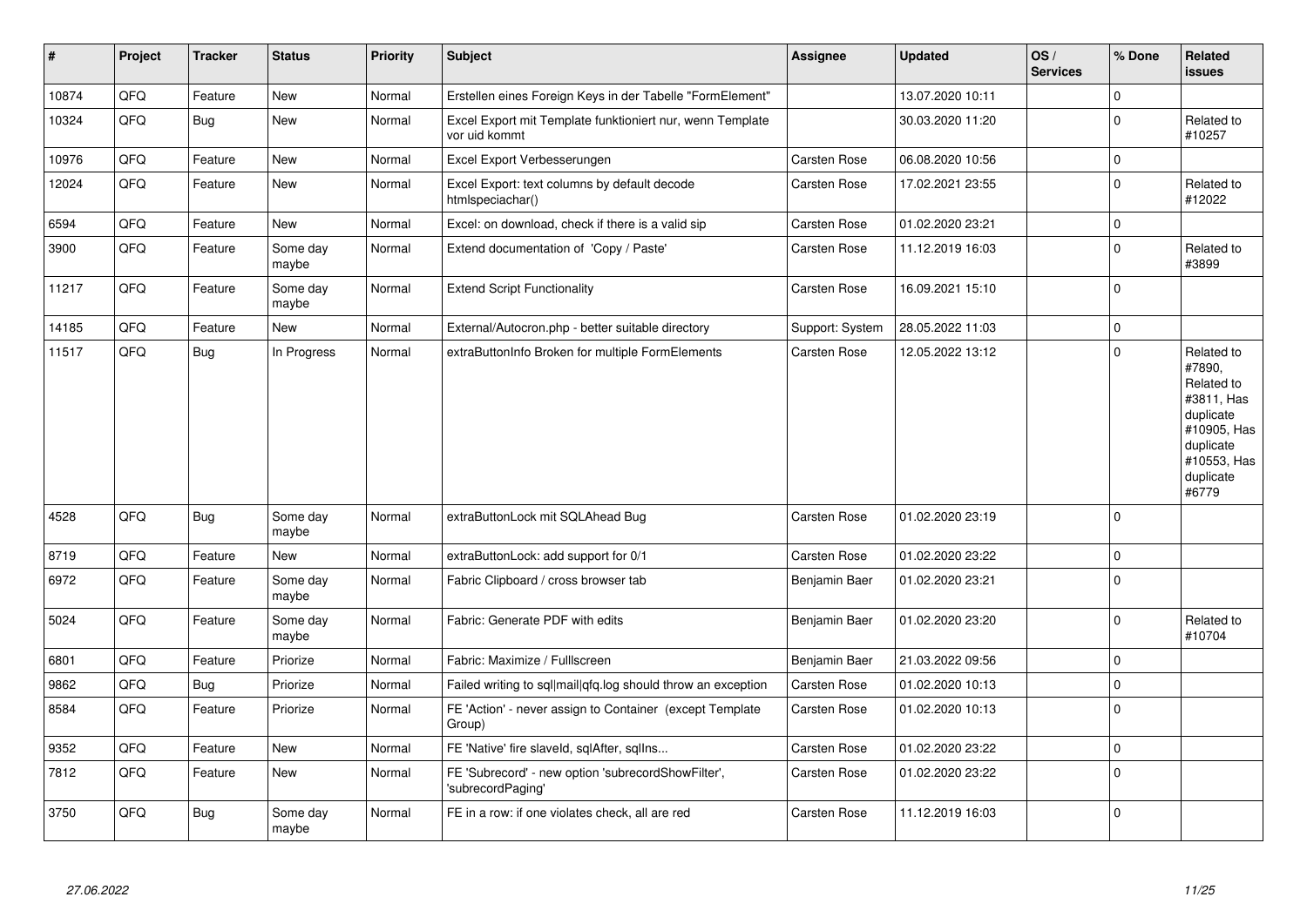| # | Project | Tracker | Status | Priority | Subject | Assignee | Updated | OS / Services | % Done | Related issues |
|---|---|---|---|---|---|---|---|---|---|---|
| 10874 | QFQ | Feature | New | Normal | Erstellen eines Foreign Keys in der Tabelle "FormElement" | | 13.07.2020 10:11 | | 0 | |
| 10324 | QFQ | Bug | New | Normal | Excel Export mit Template funktioniert nur, wenn Template vor uid kommt | | 30.03.2020 11:20 | | 0 | Related to #10257 |
| 10976 | QFQ | Feature | New | Normal | Excel Export Verbesserungen | Carsten Rose | 06.08.2020 10:56 | | 0 | |
| 12024 | QFQ | Feature | New | Normal | Excel Export: text columns by default decode htmlspeciachar() | Carsten Rose | 17.02.2021 23:55 | | 0 | Related to #12022 |
| 6594 | QFQ | Feature | New | Normal | Excel: on download, check if there is a valid sip | Carsten Rose | 01.02.2020 23:21 | | 0 | |
| 3900 | QFQ | Feature | Some day maybe | Normal | Extend documentation of 'Copy / Paste' | Carsten Rose | 11.12.2019 16:03 | | 0 | Related to #3899 |
| 11217 | QFQ | Feature | Some day maybe | Normal | Extend Script Functionality | Carsten Rose | 16.09.2021 15:10 | | 0 | |
| 14185 | QFQ | Feature | New | Normal | External/Autocron.php - better suitable directory | Support: System | 28.05.2022 11:03 | | 0 | |
| 11517 | QFQ | Bug | In Progress | Normal | extraButtonInfo Broken for multiple FormElements | Carsten Rose | 12.05.2022 13:12 | | 0 | Related to #7890, Related to #3811, Has duplicate #10905, Has duplicate #10553, Has duplicate #6779 |
| 4528 | QFQ | Bug | Some day maybe | Normal | extraButtonLock mit SQLAhead Bug | Carsten Rose | 01.02.2020 23:19 | | 0 | |
| 8719 | QFQ | Feature | New | Normal | extraButtonLock: add support for 0/1 | Carsten Rose | 01.02.2020 23:22 | | 0 | |
| 6972 | QFQ | Feature | Some day maybe | Normal | Fabric Clipboard / cross browser tab | Benjamin Baer | 01.02.2020 23:21 | | 0 | |
| 5024 | QFQ | Feature | Some day maybe | Normal | Fabric: Generate PDF with edits | Benjamin Baer | 01.02.2020 23:20 | | 0 | Related to #10704 |
| 6801 | QFQ | Feature | Priorize | Normal | Fabric: Maximize / Fulllscreen | Benjamin Baer | 21.03.2022 09:56 | | 0 | |
| 9862 | QFQ | Bug | Priorize | Normal | Failed writing to sql\|mail\|qfq.log should throw an exception | Carsten Rose | 01.02.2020 10:13 | | 0 | |
| 8584 | QFQ | Feature | Priorize | Normal | FE 'Action' - never assign to Container (except Template Group) | Carsten Rose | 01.02.2020 10:13 | | 0 | |
| 9352 | QFQ | Feature | New | Normal | FE 'Native' fire slaveld, sqlAfter, sqlIns... | Carsten Rose | 01.02.2020 23:22 | | 0 | |
| 7812 | QFQ | Feature | New | Normal | FE 'Subrecord' - new option 'subrecordShowFilter', 'subrecordPaging' | Carsten Rose | 01.02.2020 23:22 | | 0 | |
| 3750 | QFQ | Bug | Some day maybe | Normal | FE in a row: if one violates check, all are red | Carsten Rose | 11.12.2019 16:03 | | 0 | |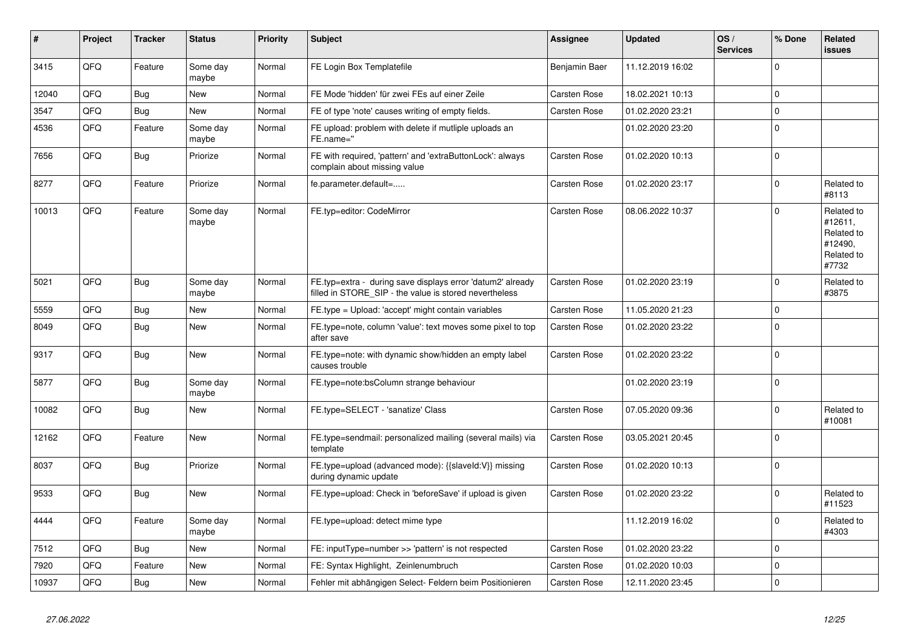| # | Project | Tracker | Status | Priority | Subject | Assignee | Updated | OS / Services | % Done | Related issues |
|---|---|---|---|---|---|---|---|---|---|---|
| 3415 | QFQ | Feature | Some day maybe | Normal | FE Login Box Templatefile | Benjamin Baer | 11.12.2019 16:02 | | 0 | |
| 12040 | QFQ | Bug | New | Normal | FE Mode 'hidden' für zwei FEs auf einer Zeile | Carsten Rose | 18.02.2021 10:13 | | 0 | |
| 3547 | QFQ | Bug | New | Normal | FE of type 'note' causes writing of empty fields. | Carsten Rose | 01.02.2020 23:21 | | 0 | |
| 4536 | QFQ | Feature | Some day maybe | Normal | FE upload: problem with delete if mutliple uploads an FE.name=" | | 01.02.2020 23:20 | | 0 | |
| 7656 | QFQ | Bug | Priorize | Normal | FE with required, 'pattern' and 'extraButtonLock': always complain about missing value | Carsten Rose | 01.02.2020 10:13 | | 0 | |
| 8277 | QFQ | Feature | Priorize | Normal | fe.parameter.default=..... | Carsten Rose | 01.02.2020 23:17 | | 0 | Related to #8113 |
| 10013 | QFQ | Feature | Some day maybe | Normal | FE.typ=editor: CodeMirror | Carsten Rose | 08.06.2022 10:37 | | 0 | Related to #12611, Related to #12490, Related to #7732 |
| 5021 | QFQ | Bug | Some day maybe | Normal | FE.typ=extra - during save displays error 'datum2' already filled in STORE_SIP - the value is stored nevertheless | Carsten Rose | 01.02.2020 23:19 | | 0 | Related to #3875 |
| 5559 | QFQ | Bug | New | Normal | FE.type = Upload: 'accept' might contain variables | Carsten Rose | 11.05.2020 21:23 | | 0 | |
| 8049 | QFQ | Bug | New | Normal | FE.type=note, column 'value': text moves some pixel to top after save | Carsten Rose | 01.02.2020 23:22 | | 0 | |
| 9317 | QFQ | Bug | New | Normal | FE.type=note: with dynamic show/hidden an empty label causes trouble | Carsten Rose | 01.02.2020 23:22 | | 0 | |
| 5877 | QFQ | Bug | Some day maybe | Normal | FE.type=note:bsColumn strange behaviour | | 01.02.2020 23:19 | | 0 | |
| 10082 | QFQ | Bug | New | Normal | FE.type=SELECT - 'sanatize' Class | Carsten Rose | 07.05.2020 09:36 | | 0 | Related to #10081 |
| 12162 | QFQ | Feature | New | Normal | FE.type=sendmail: personalized mailing (several mails) via template | Carsten Rose | 03.05.2021 20:45 | | 0 | |
| 8037 | QFQ | Bug | Priorize | Normal | FE.type=upload (advanced mode): {{slaveId:V}} missing during dynamic update | Carsten Rose | 01.02.2020 10:13 | | 0 | |
| 9533 | QFQ | Bug | New | Normal | FE.type=upload: Check in 'beforeSave' if upload is given | Carsten Rose | 01.02.2020 23:22 | | 0 | Related to #11523 |
| 4444 | QFQ | Feature | Some day maybe | Normal | FE.type=upload: detect mime type | | 11.12.2019 16:02 | | 0 | Related to #4303 |
| 7512 | QFQ | Bug | New | Normal | FE: inputType=number >> 'pattern' is not respected | Carsten Rose | 01.02.2020 23:22 | | 0 | |
| 7920 | QFQ | Feature | New | Normal | FE: Syntax Highlight, Zeinlenumbruch | Carsten Rose | 01.02.2020 10:03 | | 0 | |
| 10937 | QFQ | Bug | New | Normal | Fehler mit abhängigen Select- Feldern beim Positionieren | Carsten Rose | 12.11.2020 23:45 | | 0 | |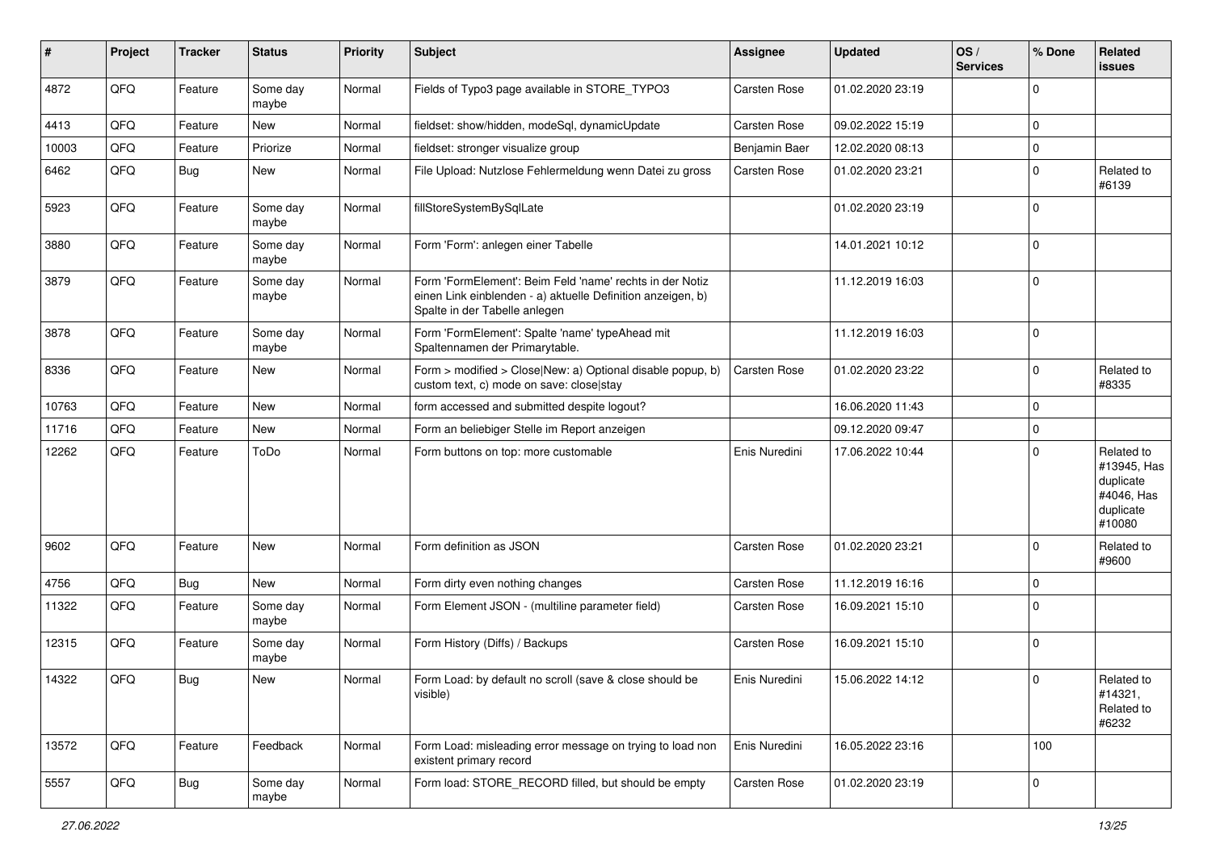| # | Project | Tracker | Status | Priority | Subject | Assignee | Updated | OS / Services | % Done | Related issues |
|---|---|---|---|---|---|---|---|---|---|---|
| 4872 | QFQ | Feature | Some day maybe | Normal | Fields of Typo3 page available in STORE_TYPO3 | Carsten Rose | 01.02.2020 23:19 | | 0 | |
| 4413 | QFQ | Feature | New | Normal | fieldset: show/hidden, modeSql, dynamicUpdate | Carsten Rose | 09.02.2022 15:19 | | 0 | |
| 10003 | QFQ | Feature | Priorize | Normal | fieldset: stronger visualize group | Benjamin Baer | 12.02.2020 08:13 | | 0 | |
| 6462 | QFQ | Bug | New | Normal | File Upload: Nutzlose Fehlermeldung wenn Datei zu gross | Carsten Rose | 01.02.2020 23:21 | | 0 | Related to #6139 |
| 5923 | QFQ | Feature | Some day maybe | Normal | fillStoreSystemBySqlLate | | 01.02.2020 23:19 | | 0 | |
| 3880 | QFQ | Feature | Some day maybe | Normal | Form 'Form': anlegen einer Tabelle | | 14.01.2021 10:12 | | 0 | |
| 3879 | QFQ | Feature | Some day maybe | Normal | Form 'FormElement': Beim Feld 'name' rechts in der Notiz einen Link einblenden - a) aktuelle Definition anzeigen, b) Spalte in der Tabelle anlegen | | 11.12.2019 16:03 | | 0 | |
| 3878 | QFQ | Feature | Some day maybe | Normal | Form 'FormElement': Spalte 'name' typeAhead mit Spaltennamen der Primarytable. | | 11.12.2019 16:03 | | 0 | |
| 8336 | QFQ | Feature | New | Normal | Form > modified > Close\|New: a) Optional disable popup, b) custom text, c) mode on save: close\|stay | Carsten Rose | 01.02.2020 23:22 | | 0 | Related to #8335 |
| 10763 | QFQ | Feature | New | Normal | form accessed and submitted despite logout? | | 16.06.2020 11:43 | | 0 | |
| 11716 | QFQ | Feature | New | Normal | Form an beliebiger Stelle im Report anzeigen | | 09.12.2020 09:47 | | 0 | |
| 12262 | QFQ | Feature | ToDo | Normal | Form buttons on top: more customable | Enis Nuredini | 17.06.2022 10:44 | | 0 | Related to #13945, Has duplicate #4046, Has duplicate #10080 |
| 9602 | QFQ | Feature | New | Normal | Form definition as JSON | Carsten Rose | 01.02.2020 23:21 | | 0 | Related to #9600 |
| 4756 | QFQ | Bug | New | Normal | Form dirty even nothing changes | Carsten Rose | 11.12.2019 16:16 | | 0 | |
| 11322 | QFQ | Feature | Some day maybe | Normal | Form Element JSON - (multiline parameter field) | Carsten Rose | 16.09.2021 15:10 | | 0 | |
| 12315 | QFQ | Feature | Some day maybe | Normal | Form History (Diffs) / Backups | Carsten Rose | 16.09.2021 15:10 | | 0 | |
| 14322 | QFQ | Bug | New | Normal | Form Load: by default no scroll (save & close should be visible) | Enis Nuredini | 15.06.2022 14:12 | | 0 | Related to #14321, Related to #6232 |
| 13572 | QFQ | Feature | Feedback | Normal | Form Load: misleading error message on trying to load non existent primary record | Enis Nuredini | 16.05.2022 23:16 | | 100 | |
| 5557 | QFQ | Bug | Some day maybe | Normal | Form load: STORE_RECORD filled, but should be empty | Carsten Rose | 01.02.2020 23:19 | | 0 | |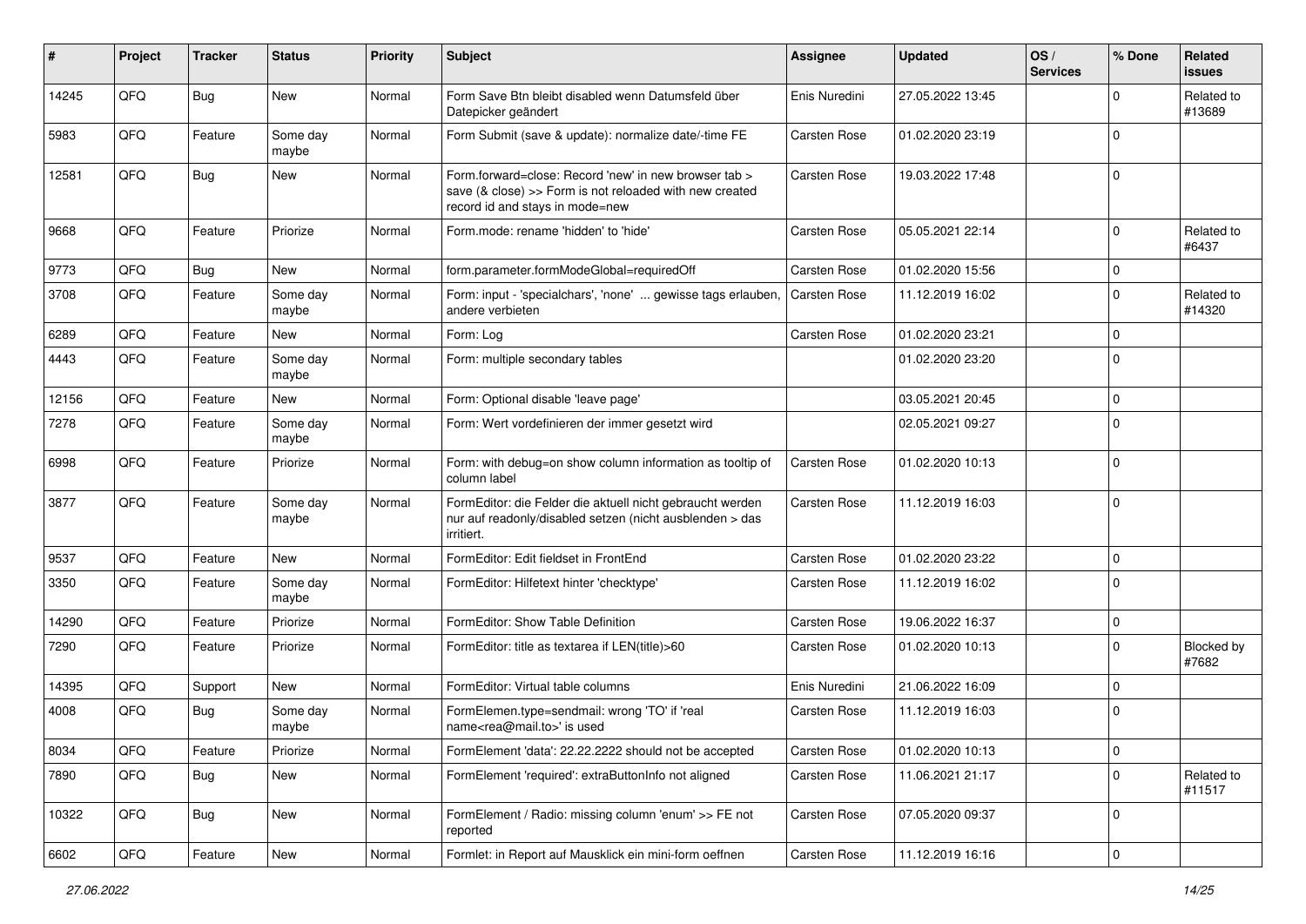| # | Project | Tracker | Status | Priority | Subject | Assignee | Updated | OS / Services | % Done | Related issues |
|---|---|---|---|---|---|---|---|---|---|---|
| 14245 | QFQ | Bug | New | Normal | Form Save Btn bleibt disabled wenn Datumsfeld über Datepicker geändert | Enis Nuredini | 27.05.2022 13:45 | | 0 | Related to #13689 |
| 5983 | QFQ | Feature | Some day maybe | Normal | Form Submit (save & update): normalize date/-time FE | Carsten Rose | 01.02.2020 23:19 | | 0 | |
| 12581 | QFQ | Bug | New | Normal | Form.forward=close: Record 'new' in new browser tab > save (& close) >> Form is not reloaded with new created record id and stays in mode=new | Carsten Rose | 19.03.2022 17:48 | | 0 | |
| 9668 | QFQ | Feature | Priorize | Normal | Form.mode: rename 'hidden' to 'hide' | Carsten Rose | 05.05.2021 22:14 | | 0 | Related to #6437 |
| 9773 | QFQ | Bug | New | Normal | form.parameter.formModeGlobal=requiredOff | Carsten Rose | 01.02.2020 15:56 | | 0 | |
| 3708 | QFQ | Feature | Some day maybe | Normal | Form: input - 'specialchars', 'none' ... gewisse tags erlauben, andere verbieten | Carsten Rose | 11.12.2019 16:02 | | 0 | Related to #14320 |
| 6289 | QFQ | Feature | New | Normal | Form: Log | Carsten Rose | 01.02.2020 23:21 | | 0 | |
| 4443 | QFQ | Feature | Some day maybe | Normal | Form: multiple secondary tables | | 01.02.2020 23:20 | | 0 | |
| 12156 | QFQ | Feature | New | Normal | Form: Optional disable 'leave page' | | 03.05.2021 20:45 | | 0 | |
| 7278 | QFQ | Feature | Some day maybe | Normal | Form: Wert vordefinieren der immer gesetzt wird | | 02.05.2021 09:27 | | 0 | |
| 6998 | QFQ | Feature | Priorize | Normal | Form: with debug=on show column information as tooltip of column label | Carsten Rose | 01.02.2020 10:13 | | 0 | |
| 3877 | QFQ | Feature | Some day maybe | Normal | FormEditor: die Felder die aktuell nicht gebraucht werden nur auf readonly/disabled setzen (nicht ausblenden > das irritiert. | Carsten Rose | 11.12.2019 16:03 | | 0 | |
| 9537 | QFQ | Feature | New | Normal | FormEditor: Edit fieldset in FrontEnd | Carsten Rose | 01.02.2020 23:22 | | 0 | |
| 3350 | QFQ | Feature | Some day maybe | Normal | FormEditor: Hilfetext hinter 'checktype' | Carsten Rose | 11.12.2019 16:02 | | 0 | |
| 14290 | QFQ | Feature | Priorize | Normal | FormEditor: Show Table Definition | Carsten Rose | 19.06.2022 16:37 | | 0 | |
| 7290 | QFQ | Feature | Priorize | Normal | FormEditor: title as textarea if LEN(title)>60 | Carsten Rose | 01.02.2020 10:13 | | 0 | Blocked by #7682 |
| 14395 | QFQ | Support | New | Normal | FormEditor: Virtual table columns | Enis Nuredini | 21.06.2022 16:09 | | 0 | |
| 4008 | QFQ | Bug | Some day maybe | Normal | FormElemen.type=sendmail: wrong 'TO' if 'real name<rea@mail.to>' is used | Carsten Rose | 11.12.2019 16:03 | | 0 | |
| 8034 | QFQ | Feature | Priorize | Normal | FormElement 'data': 22.22.2222 should not be accepted | Carsten Rose | 01.02.2020 10:13 | | 0 | |
| 7890 | QFQ | Bug | New | Normal | FormElement 'required': extraButtonInfo not aligned | Carsten Rose | 11.06.2021 21:17 | | 0 | Related to #11517 |
| 10322 | QFQ | Bug | New | Normal | FormElement / Radio: missing column 'enum' >> FE not reported | Carsten Rose | 07.05.2020 09:37 | | 0 | |
| 6602 | QFQ | Feature | New | Normal | Formlet: in Report auf Mausklick ein mini-form oeffnen | Carsten Rose | 11.12.2019 16:16 | | 0 | |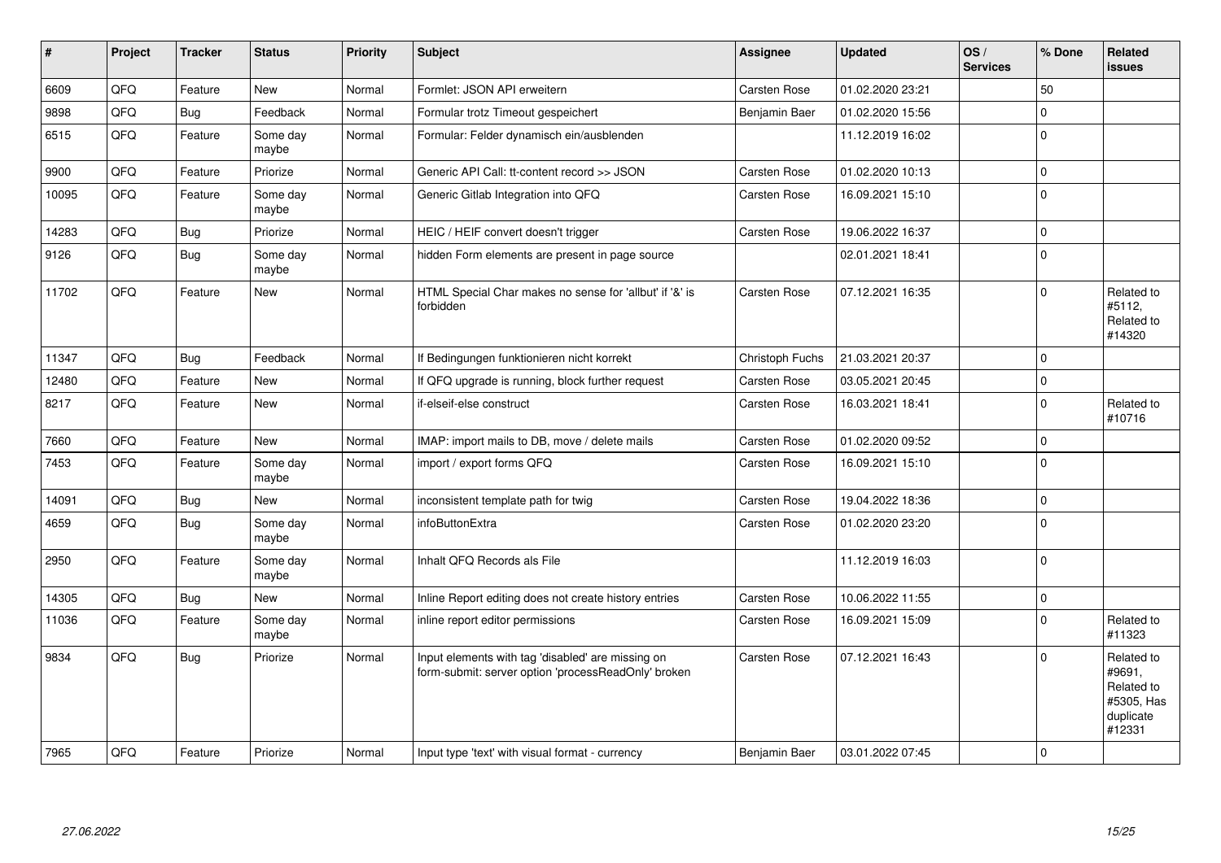| # | Project | Tracker | Status | Priority | Subject | Assignee | Updated | OS / Services | % Done | Related issues |
|---|---|---|---|---|---|---|---|---|---|---|
| 6609 | QFQ | Feature | New | Normal | Formlet: JSON API erweitern | Carsten Rose | 01.02.2020 23:21 | | 50 | |
| 9898 | QFQ | Bug | Feedback | Normal | Formular trotz Timeout gespeichert | Benjamin Baer | 01.02.2020 15:56 | | 0 | |
| 6515 | QFQ | Feature | Some day maybe | Normal | Formular: Felder dynamisch ein/ausblenden | | 11.12.2019 16:02 | | 0 | |
| 9900 | QFQ | Feature | Priorize | Normal | Generic API Call: tt-content record >> JSON | Carsten Rose | 01.02.2020 10:13 | | 0 | |
| 10095 | QFQ | Feature | Some day maybe | Normal | Generic Gitlab Integration into QFQ | Carsten Rose | 16.09.2021 15:10 | | 0 | |
| 14283 | QFQ | Bug | Priorize | Normal | HEIC / HEIF convert doesn't trigger | Carsten Rose | 19.06.2022 16:37 | | 0 | |
| 9126 | QFQ | Bug | Some day maybe | Normal | hidden Form elements are present in page source | | 02.01.2021 18:41 | | 0 | |
| 11702 | QFQ | Feature | New | Normal | HTML Special Char makes no sense for 'allbut' if '&' is forbidden | Carsten Rose | 07.12.2021 16:35 | | 0 | Related to #5112, Related to #14320 |
| 11347 | QFQ | Bug | Feedback | Normal | If Bedingungen funktionieren nicht korrekt | Christoph Fuchs | 21.03.2021 20:37 | | 0 | |
| 12480 | QFQ | Feature | New | Normal | If QFQ upgrade is running, block further request | Carsten Rose | 03.05.2021 20:45 | | 0 | |
| 8217 | QFQ | Feature | New | Normal | if-elseif-else construct | Carsten Rose | 16.03.2021 18:41 | | 0 | Related to #10716 |
| 7660 | QFQ | Feature | New | Normal | IMAP: import mails to DB, move / delete mails | Carsten Rose | 01.02.2020 09:52 | | 0 | |
| 7453 | QFQ | Feature | Some day maybe | Normal | import / export forms QFQ | Carsten Rose | 16.09.2021 15:10 | | 0 | |
| 14091 | QFQ | Bug | New | Normal | inconsistent template path for twig | Carsten Rose | 19.04.2022 18:36 | | 0 | |
| 4659 | QFQ | Bug | Some day maybe | Normal | infoButtonExtra | Carsten Rose | 01.02.2020 23:20 | | 0 | |
| 2950 | QFQ | Feature | Some day maybe | Normal | Inhalt QFQ Records als File | | 11.12.2019 16:03 | | 0 | |
| 14305 | QFQ | Bug | New | Normal | Inline Report editing does not create history entries | Carsten Rose | 10.06.2022 11:55 | | 0 | |
| 11036 | QFQ | Feature | Some day maybe | Normal | inline report editor permissions | Carsten Rose | 16.09.2021 15:09 | | 0 | Related to #11323 |
| 9834 | QFQ | Bug | Priorize | Normal | Input elements with tag 'disabled' are missing on form-submit: server option 'processReadOnly' broken | Carsten Rose | 07.12.2021 16:43 | | 0 | Related to #9691, Related to #5305, Has duplicate #12331 |
| 7965 | QFQ | Feature | Priorize | Normal | Input type 'text' with visual format - currency | Benjamin Baer | 03.01.2022 07:45 | | 0 | |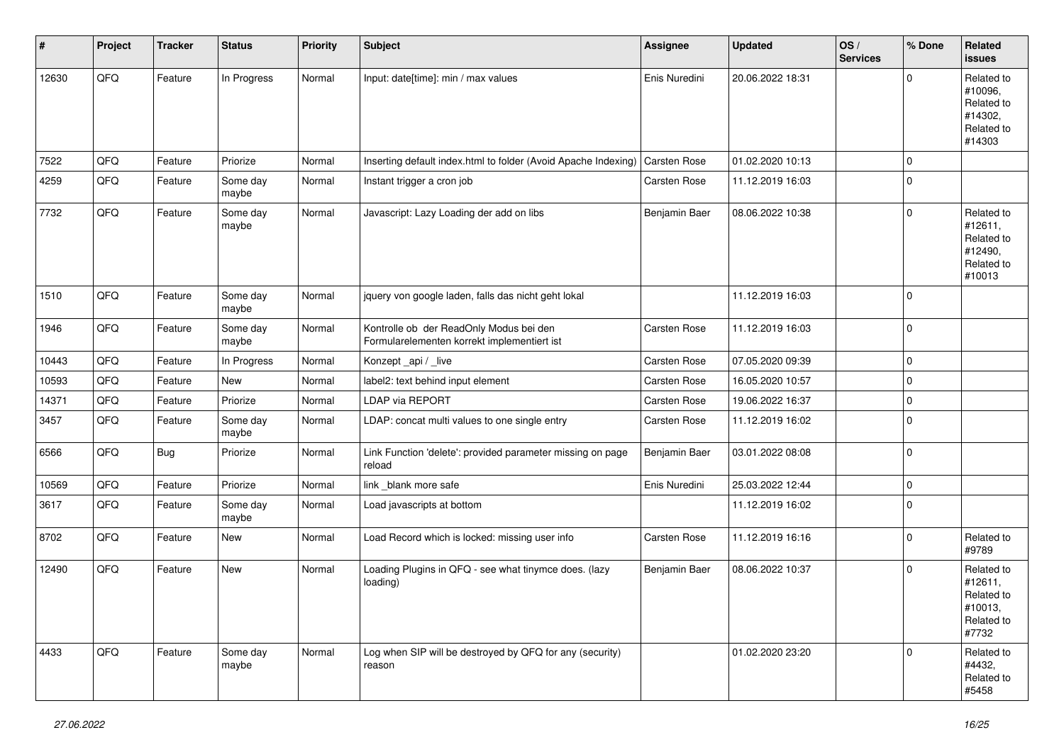| # | Project | Tracker | Status | Priority | Subject | Assignee | Updated | OS / Services | % Done | Related issues |
|---|---|---|---|---|---|---|---|---|---|---|
| 12630 | QFQ | Feature | In Progress | Normal | Input: date[time]: min / max values | Enis Nuredini | 20.06.2022 18:31 | | 0 | Related to #10096, Related to #14302, Related to #14303 |
| 7522 | QFQ | Feature | Priorize | Normal | Inserting default index.html to folder (Avoid Apache Indexing) | Carsten Rose | 01.02.2020 10:13 | | 0 | |
| 4259 | QFQ | Feature | Some day maybe | Normal | Instant trigger a cron job | Carsten Rose | 11.12.2019 16:03 | | 0 | |
| 7732 | QFQ | Feature | Some day maybe | Normal | Javascript: Lazy Loading der add on libs | Benjamin Baer | 08.06.2022 10:38 | | 0 | Related to #12611, Related to #12490, Related to #10013 |
| 1510 | QFQ | Feature | Some day maybe | Normal | jquery von google laden, falls das nicht geht lokal | | 11.12.2019 16:03 | | 0 | |
| 1946 | QFQ | Feature | Some day maybe | Normal | Kontrolle ob der ReadOnly Modus bei den Formularelementen korrekt implementiert ist | Carsten Rose | 11.12.2019 16:03 | | 0 | |
| 10443 | QFQ | Feature | In Progress | Normal | Konzept _api / _live | Carsten Rose | 07.05.2020 09:39 | | 0 | |
| 10593 | QFQ | Feature | New | Normal | label2: text behind input element | Carsten Rose | 16.05.2020 10:57 | | 0 | |
| 14371 | QFQ | Feature | Priorize | Normal | LDAP via REPORT | Carsten Rose | 19.06.2022 16:37 | | 0 | |
| 3457 | QFQ | Feature | Some day maybe | Normal | LDAP: concat multi values to one single entry | Carsten Rose | 11.12.2019 16:02 | | 0 | |
| 6566 | QFQ | Bug | Priorize | Normal | Link Function 'delete': provided parameter missing on page reload | Benjamin Baer | 03.01.2022 08:08 | | 0 | |
| 10569 | QFQ | Feature | Priorize | Normal | link _blank more safe | Enis Nuredini | 25.03.2022 12:44 | | 0 | |
| 3617 | QFQ | Feature | Some day maybe | Normal | Load javascripts at bottom | | 11.12.2019 16:02 | | 0 | |
| 8702 | QFQ | Feature | New | Normal | Load Record which is locked: missing user info | Carsten Rose | 11.12.2019 16:16 | | 0 | Related to #9789 |
| 12490 | QFQ | Feature | New | Normal | Loading Plugins in QFQ - see what tinymce does. (lazy loading) | Benjamin Baer | 08.06.2022 10:37 | | 0 | Related to #12611, Related to #10013, Related to #7732 |
| 4433 | QFQ | Feature | Some day maybe | Normal | Log when SIP will be destroyed by QFQ for any (security) reason | | 01.02.2020 23:20 | | 0 | Related to #4432, Related to #5458 |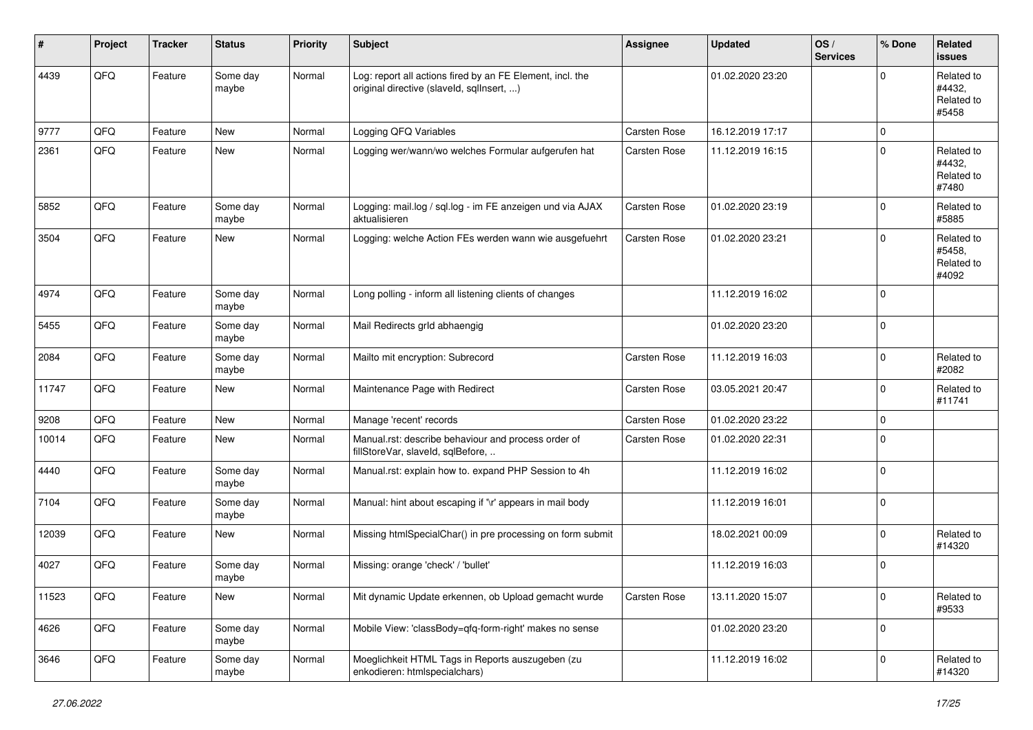| # | Project | Tracker | Status | Priority | Subject | Assignee | Updated | OS / Services | % Done | Related issues |
|---|---|---|---|---|---|---|---|---|---|---|
| 4439 | QFQ | Feature | Some day maybe | Normal | Log: report all actions fired by an FE Element, incl. the original directive (slaveId, sqlInsert, ...) | | 01.02.2020 23:20 | | 0 | Related to #4432, Related to #5458 |
| 9777 | QFQ | Feature | New | Normal | Logging QFQ Variables | Carsten Rose | 16.12.2019 17:17 | | 0 | |
| 2361 | QFQ | Feature | New | Normal | Logging wer/wann/wo welches Formular aufgerufen hat | Carsten Rose | 11.12.2019 16:15 | | 0 | Related to #4432, Related to #7480 |
| 5852 | QFQ | Feature | Some day maybe | Normal | Logging: mail.log / sql.log - im FE anzeigen und via AJAX aktualisieren | Carsten Rose | 01.02.2020 23:19 | | 0 | Related to #5885 |
| 3504 | QFQ | Feature | New | Normal | Logging: welche Action FEs werden wann wie ausgefuehrt | Carsten Rose | 01.02.2020 23:21 | | 0 | Related to #5458, Related to #4092 |
| 4974 | QFQ | Feature | Some day maybe | Normal | Long polling - inform all listening clients of changes | | 11.12.2019 16:02 | | 0 | |
| 5455 | QFQ | Feature | Some day maybe | Normal | Mail Redirects grId abhaengig | | 01.02.2020 23:20 | | 0 | |
| 2084 | QFQ | Feature | Some day maybe | Normal | Mailto mit encryption: Subrecord | Carsten Rose | 11.12.2019 16:03 | | 0 | Related to #2082 |
| 11747 | QFQ | Feature | New | Normal | Maintenance Page with Redirect | Carsten Rose | 03.05.2021 20:47 | | 0 | Related to #11741 |
| 9208 | QFQ | Feature | New | Normal | Manage 'recent' records | Carsten Rose | 01.02.2020 23:22 | | 0 | |
| 10014 | QFQ | Feature | New | Normal | Manual.rst: describe behaviour and process order of fillStoreVar, slaveId, sqlBefore, .. | Carsten Rose | 01.02.2020 22:31 | | 0 | |
| 4440 | QFQ | Feature | Some day maybe | Normal | Manual.rst: explain how to. expand PHP Session to 4h | | 11.12.2019 16:02 | | 0 | |
| 7104 | QFQ | Feature | Some day maybe | Normal | Manual: hint about escaping if '\r' appears in mail body | | 11.12.2019 16:01 | | 0 | |
| 12039 | QFQ | Feature | New | Normal | Missing htmlSpecialChar() in pre processing on form submit | | 18.02.2021 00:09 | | 0 | Related to #14320 |
| 4027 | QFQ | Feature | Some day maybe | Normal | Missing: orange 'check' / 'bullet' | | 11.12.2019 16:03 | | 0 | |
| 11523 | QFQ | Feature | New | Normal | Mit dynamic Update erkennen, ob Upload gemacht wurde | Carsten Rose | 13.11.2020 15:07 | | 0 | Related to #9533 |
| 4626 | QFQ | Feature | Some day maybe | Normal | Mobile View: 'classBody=qfq-form-right' makes no sense | | 01.02.2020 23:20 | | 0 | |
| 3646 | QFQ | Feature | Some day maybe | Normal | Moeglichkeit HTML Tags in Reports auszugeben (zu enkodieren: htmlspecialchars) | | 11.12.2019 16:02 | | 0 | Related to #14320 |

*27.06.2022*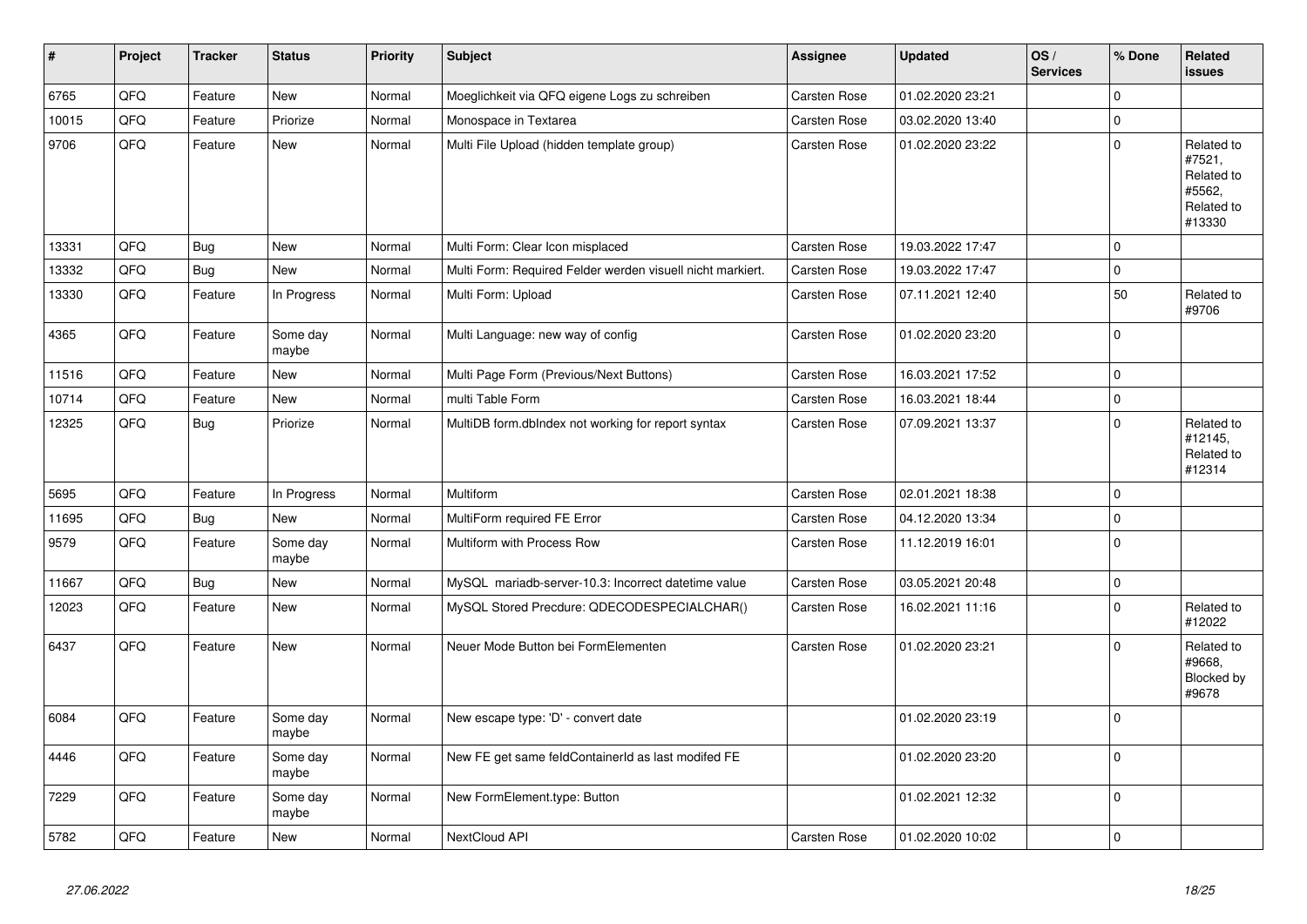| # | Project | Tracker | Status | Priority | Subject | Assignee | Updated | OS / Services | % Done | Related issues |
|---|---|---|---|---|---|---|---|---|---|---|
| 6765 | QFQ | Feature | New | Normal | Moeglichkeit via QFQ eigene Logs zu schreiben | Carsten Rose | 01.02.2020 23:21 | | 0 | |
| 10015 | QFQ | Feature | Priorize | Normal | Monospace in Textarea | Carsten Rose | 03.02.2020 13:40 | | 0 | |
| 9706 | QFQ | Feature | New | Normal | Multi File Upload (hidden template group) | Carsten Rose | 01.02.2020 23:22 | | 0 | Related to #7521, Related to #5562, Related to #13330 |
| 13331 | QFQ | Bug | New | Normal | Multi Form: Clear Icon misplaced | Carsten Rose | 19.03.2022 17:47 | | 0 | |
| 13332 | QFQ | Bug | New | Normal | Multi Form: Required Felder werden visuell nicht markiert. | Carsten Rose | 19.03.2022 17:47 | | 0 | |
| 13330 | QFQ | Feature | In Progress | Normal | Multi Form: Upload | Carsten Rose | 07.11.2021 12:40 | | 50 | Related to #9706 |
| 4365 | QFQ | Feature | Some day maybe | Normal | Multi Language: new way of config | Carsten Rose | 01.02.2020 23:20 | | 0 | |
| 11516 | QFQ | Feature | New | Normal | Multi Page Form (Previous/Next Buttons) | Carsten Rose | 16.03.2021 17:52 | | 0 | |
| 10714 | QFQ | Feature | New | Normal | multi Table Form | Carsten Rose | 16.03.2021 18:44 | | 0 | |
| 12325 | QFQ | Bug | Priorize | Normal | MultiDB form.dbIndex not working for report syntax | Carsten Rose | 07.09.2021 13:37 | | 0 | Related to #12145, Related to #12314 |
| 5695 | QFQ | Feature | In Progress | Normal | Multiform | Carsten Rose | 02.01.2021 18:38 | | 0 | |
| 11695 | QFQ | Bug | New | Normal | MultiForm required FE Error | Carsten Rose | 04.12.2020 13:34 | | 0 | |
| 9579 | QFQ | Feature | Some day maybe | Normal | Multiform with Process Row | Carsten Rose | 11.12.2019 16:01 | | 0 | |
| 11667 | QFQ | Bug | New | Normal | MySQL mariadb-server-10.3: Incorrect datetime value | Carsten Rose | 03.05.2021 20:48 | | 0 | |
| 12023 | QFQ | Feature | New | Normal | MySQL Stored Precdure: QDECODESPECIALCHAR() | Carsten Rose | 16.02.2021 11:16 | | 0 | Related to #12022 |
| 6437 | QFQ | Feature | New | Normal | Neuer Mode Button bei FormElementen | Carsten Rose | 01.02.2020 23:21 | | 0 | Related to #9668, Blocked by #9678 |
| 6084 | QFQ | Feature | Some day maybe | Normal | New escape type: 'D' - convert date | | 01.02.2020 23:19 | | 0 | |
| 4446 | QFQ | Feature | Some day maybe | Normal | New FE get same feldContainerId as last modifed FE | | 01.02.2020 23:20 | | 0 | |
| 7229 | QFQ | Feature | Some day maybe | Normal | New FormElement.type: Button | | 01.02.2021 12:32 | | 0 | |
| 5782 | QFQ | Feature | New | Normal | NextCloud API | Carsten Rose | 01.02.2020 10:02 | | 0 | |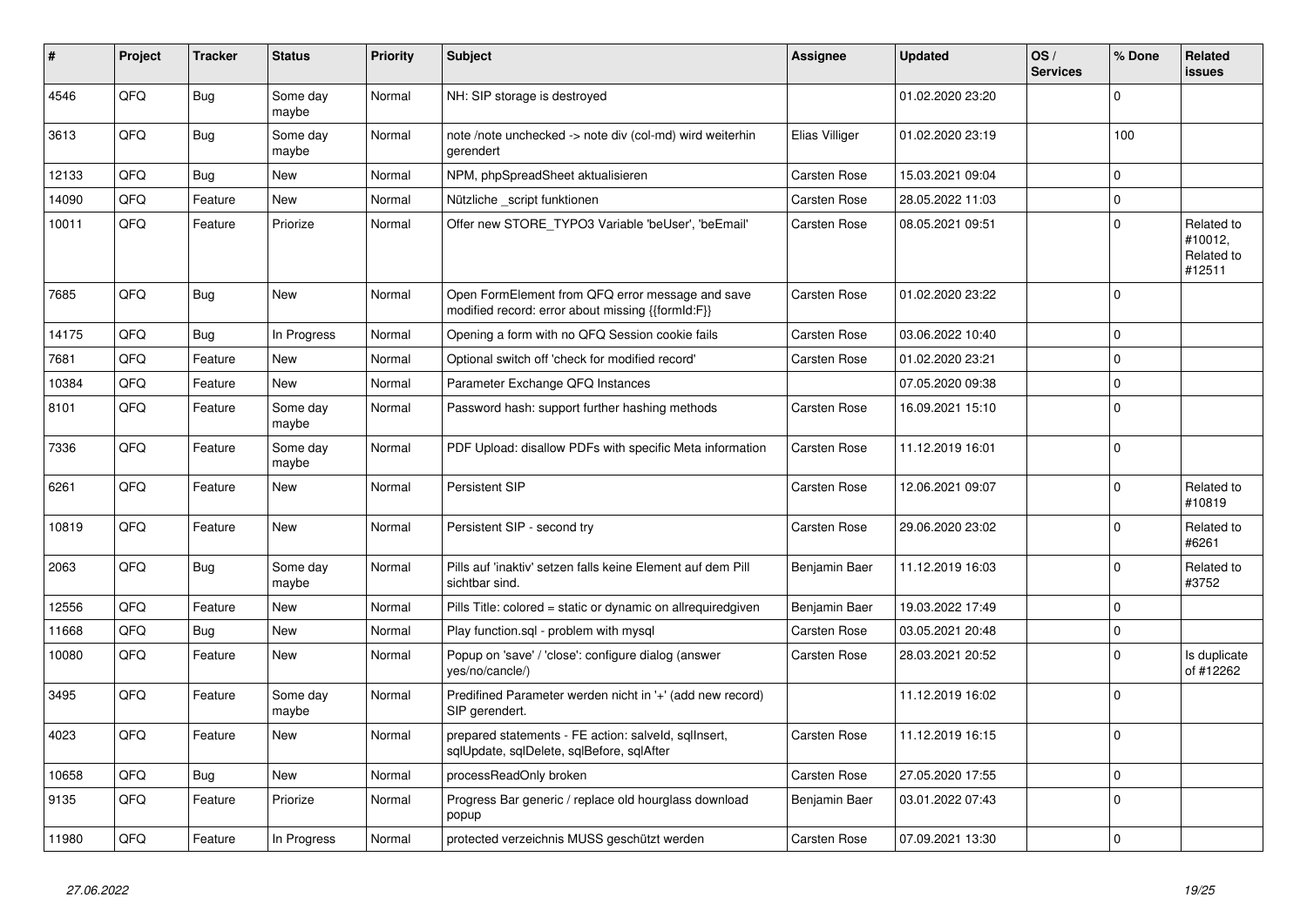| # | Project | Tracker | Status | Priority | Subject | Assignee | Updated | OS / Services | % Done | Related issues |
|---|---|---|---|---|---|---|---|---|---|---|
| 4546 | QFQ | Bug | Some day maybe | Normal | NH: SIP storage is destroyed | | 01.02.2020 23:20 | | 0 | |
| 3613 | QFQ | Bug | Some day maybe | Normal | note /note unchecked -> note div (col-md) wird weiterhin gerendert | Elias Villiger | 01.02.2020 23:19 | | 100 | |
| 12133 | QFQ | Bug | New | Normal | NPM, phpSpreadSheet aktualisieren | Carsten Rose | 15.03.2021 09:04 | | 0 | |
| 14090 | QFQ | Feature | New | Normal | Nützliche _script funktionen | Carsten Rose | 28.05.2022 11:03 | | 0 | |
| 10011 | QFQ | Feature | Priorize | Normal | Offer new STORE_TYPO3 Variable 'beUser', 'beEmail' | Carsten Rose | 08.05.2021 09:51 | | 0 | Related to #10012, Related to #12511 |
| 7685 | QFQ | Bug | New | Normal | Open FormElement from QFQ error message and save modified record: error about missing {{formId:F}} | Carsten Rose | 01.02.2020 23:22 | | 0 | |
| 14175 | QFQ | Bug | In Progress | Normal | Opening a form with no QFQ Session cookie fails | Carsten Rose | 03.06.2022 10:40 | | 0 | |
| 7681 | QFQ | Feature | New | Normal | Optional switch off 'check for modified record' | Carsten Rose | 01.02.2020 23:21 | | 0 | |
| 10384 | QFQ | Feature | New | Normal | Parameter Exchange QFQ Instances | | 07.05.2020 09:38 | | 0 | |
| 8101 | QFQ | Feature | Some day maybe | Normal | Password hash: support further hashing methods | Carsten Rose | 16.09.2021 15:10 | | 0 | |
| 7336 | QFQ | Feature | Some day maybe | Normal | PDF Upload: disallow PDFs with specific Meta information | Carsten Rose | 11.12.2019 16:01 | | 0 | |
| 6261 | QFQ | Feature | New | Normal | Persistent SIP | Carsten Rose | 12.06.2021 09:07 | | 0 | Related to #10819 |
| 10819 | QFQ | Feature | New | Normal | Persistent SIP - second try | Carsten Rose | 29.06.2020 23:02 | | 0 | Related to #6261 |
| 2063 | QFQ | Bug | Some day maybe | Normal | Pills auf 'inaktiv' setzen falls keine Element auf dem Pill sichtbar sind. | Benjamin Baer | 11.12.2019 16:03 | | 0 | Related to #3752 |
| 12556 | QFQ | Feature | New | Normal | Pills Title: colored = static or dynamic on allrequiredgiven | Benjamin Baer | 19.03.2022 17:49 | | 0 | |
| 11668 | QFQ | Bug | New | Normal | Play function.sql - problem with mysql | Carsten Rose | 03.05.2021 20:48 | | 0 | |
| 10080 | QFQ | Feature | New | Normal | Popup on 'save' / 'close': configure dialog (answer yes/no/cancle/) | Carsten Rose | 28.03.2021 20:52 | | 0 | Is duplicate of #12262 |
| 3495 | QFQ | Feature | Some day maybe | Normal | Predifined Parameter werden nicht in '+' (add new record) SIP gerendert. | | 11.12.2019 16:02 | | 0 | |
| 4023 | QFQ | Feature | New | Normal | prepared statements - FE action: salveld, sqlInsert, sqlUpdate, sqlDelete, sqlBefore, sqlAfter | Carsten Rose | 11.12.2019 16:15 | | 0 | |
| 10658 | QFQ | Bug | New | Normal | processReadOnly broken | Carsten Rose | 27.05.2020 17:55 | | 0 | |
| 9135 | QFQ | Feature | Priorize | Normal | Progress Bar generic / replace old hourglass download popup | Benjamin Baer | 03.01.2022 07:43 | | 0 | |
| 11980 | QFQ | Feature | In Progress | Normal | protected verzeichnis MUSS geschützt werden | Carsten Rose | 07.09.2021 13:30 | | 0 | |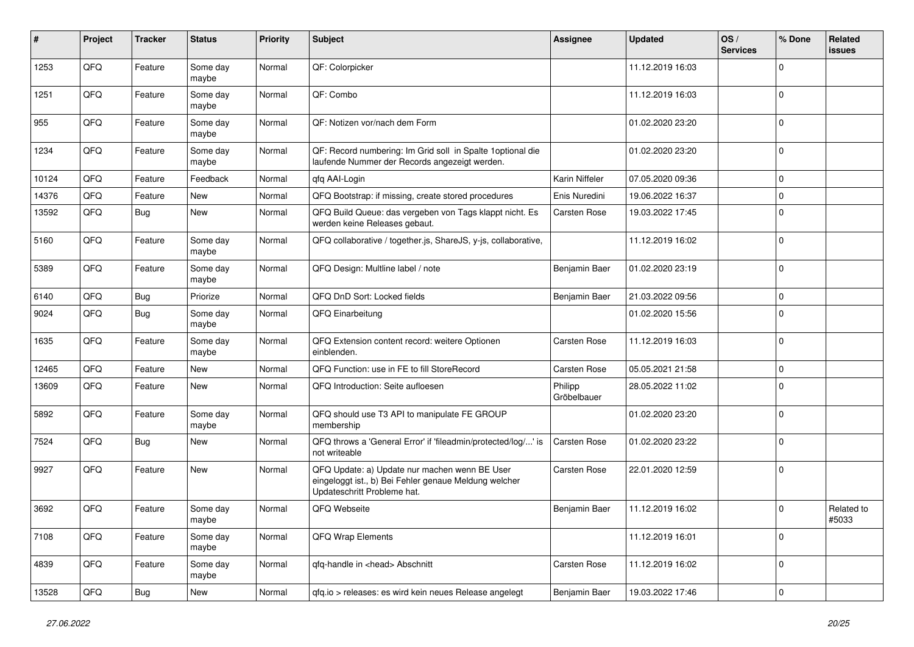| # | Project | Tracker | Status | Priority | Subject | Assignee | Updated | OS / Services | % Done | Related issues |
|---|---|---|---|---|---|---|---|---|---|---|
| 1253 | QFQ | Feature | Some day maybe | Normal | QF: Colorpicker | | 11.12.2019 16:03 | | 0 | |
| 1251 | QFQ | Feature | Some day maybe | Normal | QF: Combo | | 11.12.2019 16:03 | | 0 | |
| 955 | QFQ | Feature | Some day maybe | Normal | QF: Notizen vor/nach dem Form | | 01.02.2020 23:20 | | 0 | |
| 1234 | QFQ | Feature | Some day maybe | Normal | QF: Record numbering: Im Grid soll in Spalte 1optional die laufende Nummer der Records angezeigt werden. | | 01.02.2020 23:20 | | 0 | |
| 10124 | QFQ | Feature | Feedback | Normal | qfq AAI-Login | Karin Niffeler | 07.05.2020 09:36 | | 0 | |
| 14376 | QFQ | Feature | New | Normal | QFQ Bootstrap: if missing, create stored procedures | Enis Nuredini | 19.06.2022 16:37 | | 0 | |
| 13592 | QFQ | Bug | New | Normal | QFQ Build Queue: das vergeben von Tags klappt nicht. Es werden keine Releases gebaut. | Carsten Rose | 19.03.2022 17:45 | | 0 | |
| 5160 | QFQ | Feature | Some day maybe | Normal | QFQ collaborative / together.js, ShareJS, y-js, collaborative, | | 11.12.2019 16:02 | | 0 | |
| 5389 | QFQ | Feature | Some day maybe | Normal | QFQ Design: Multline label / note | Benjamin Baer | 01.02.2020 23:19 | | 0 | |
| 6140 | QFQ | Bug | Priorize | Normal | QFQ DnD Sort: Locked fields | Benjamin Baer | 21.03.2022 09:56 | | 0 | |
| 9024 | QFQ | Bug | Some day maybe | Normal | QFQ Einarbeitung | | 01.02.2020 15:56 | | 0 | |
| 1635 | QFQ | Feature | Some day maybe | Normal | QFQ Extension content record: weitere Optionen einblenden. | Carsten Rose | 11.12.2019 16:03 | | 0 | |
| 12465 | QFQ | Feature | New | Normal | QFQ Function: use in FE to fill StoreRecord | Carsten Rose | 05.05.2021 21:58 | | 0 | |
| 13609 | QFQ | Feature | New | Normal | QFQ Introduction: Seite aufloesen | Philipp Gröbelbauer | 28.05.2022 11:02 | | 0 | |
| 5892 | QFQ | Feature | Some day maybe | Normal | QFQ should use T3 API to manipulate FE GROUP membership | | 01.02.2020 23:20 | | 0 | |
| 7524 | QFQ | Bug | New | Normal | QFQ throws a 'General Error' if 'fileadmin/protected/log/...' is not writeable | Carsten Rose | 01.02.2020 23:22 | | 0 | |
| 9927 | QFQ | Feature | New | Normal | QFQ Update: a) Update nur machen wenn BE User eingeloggt ist., b) Bei Fehler genaue Meldung welcher Updateschritt Probleme hat. | Carsten Rose | 22.01.2020 12:59 | | 0 | |
| 3692 | QFQ | Feature | Some day maybe | Normal | QFQ Webseite | Benjamin Baer | 11.12.2019 16:02 | | 0 | Related to #5033 |
| 7108 | QFQ | Feature | Some day maybe | Normal | QFQ Wrap Elements | | 11.12.2019 16:01 | | 0 | |
| 4839 | QFQ | Feature | Some day maybe | Normal | qfq-handle in <head> Abschnitt | Carsten Rose | 11.12.2019 16:02 | | 0 | |
| 13528 | QFQ | Bug | New | Normal | qfq.io > releases: es wird kein neues Release angelegt | Benjamin Baer | 19.03.2022 17:46 | | 0 | |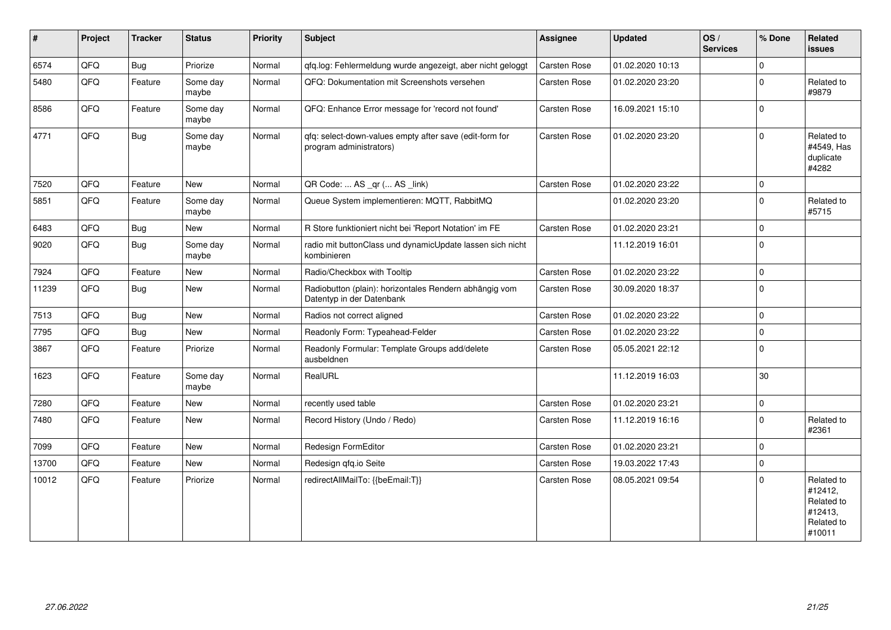| # | Project | Tracker | Status | Priority | Subject | Assignee | Updated | OS / Services | % Done | Related issues |
|---|---|---|---|---|---|---|---|---|---|---|
| 6574 | QFQ | Bug | Priorize | Normal | qfq.log: Fehlermeldung wurde angezeigt, aber nicht geloggt | Carsten Rose | 01.02.2020 10:13 | | 0 | |
| 5480 | QFQ | Feature | Some day maybe | Normal | QFQ: Dokumentation mit Screenshots versehen | Carsten Rose | 01.02.2020 23:20 | | 0 | Related to #9879 |
| 8586 | QFQ | Feature | Some day maybe | Normal | QFQ: Enhance Error message for 'record not found' | Carsten Rose | 16.09.2021 15:10 | | 0 | |
| 4771 | QFQ | Bug | Some day maybe | Normal | qfq: select-down-values empty after save (edit-form for program administrators) | Carsten Rose | 01.02.2020 23:20 | | 0 | Related to #4549, Has duplicate #4282 |
| 7520 | QFQ | Feature | New | Normal | QR Code: ... AS _qr (... AS _link) | Carsten Rose | 01.02.2020 23:22 | | 0 | |
| 5851 | QFQ | Feature | Some day maybe | Normal | Queue System implementieren: MQTT, RabbitMQ | | 01.02.2020 23:20 | | 0 | Related to #5715 |
| 6483 | QFQ | Bug | New | Normal | R Store funktioniert nicht bei 'Report Notation' im FE | Carsten Rose | 01.02.2020 23:21 | | 0 | |
| 9020 | QFQ | Bug | Some day maybe | Normal | radio mit buttonClass und dynamicUpdate lassen sich nicht kombinieren | | 11.12.2019 16:01 | | 0 | |
| 7924 | QFQ | Feature | New | Normal | Radio/Checkbox with Tooltip | Carsten Rose | 01.02.2020 23:22 | | 0 | |
| 11239 | QFQ | Bug | New | Normal | Radiobutton (plain): horizontales Rendern abhängig vom Datentyp in der Datenbank | Carsten Rose | 30.09.2020 18:37 | | 0 | |
| 7513 | QFQ | Bug | New | Normal | Radios not correct aligned | Carsten Rose | 01.02.2020 23:22 | | 0 | |
| 7795 | QFQ | Bug | New | Normal | Readonly Form: Typeahead-Felder | Carsten Rose | 01.02.2020 23:22 | | 0 | |
| 3867 | QFQ | Feature | Priorize | Normal | Readonly Formular: Template Groups add/delete ausbeldnen | Carsten Rose | 05.05.2021 22:12 | | 0 | |
| 1623 | QFQ | Feature | Some day maybe | Normal | RealURL | | 11.12.2019 16:03 | | 30 | |
| 7280 | QFQ | Feature | New | Normal | recently used table | Carsten Rose | 01.02.2020 23:21 | | 0 | |
| 7480 | QFQ | Feature | New | Normal | Record History (Undo / Redo) | Carsten Rose | 11.12.2019 16:16 | | 0 | Related to #2361 |
| 7099 | QFQ | Feature | New | Normal | Redesign FormEditor | Carsten Rose | 01.02.2020 23:21 | | 0 | |
| 13700 | QFQ | Feature | New | Normal | Redesign qfq.io Seite | Carsten Rose | 19.03.2022 17:43 | | 0 | |
| 10012 | QFQ | Feature | Priorize | Normal | redirectAllMailTo: {{beEmail:T}} | Carsten Rose | 08.05.2021 09:54 | | 0 | Related to #12412, Related to #12413, Related to #10011 |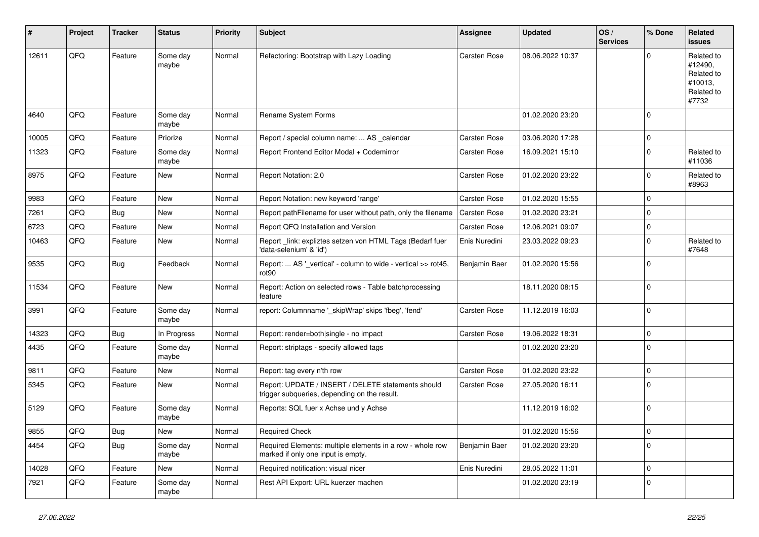| # | Project | Tracker | Status | Priority | Subject | Assignee | Updated | OS / Services | % Done | Related issues |
|---|---|---|---|---|---|---|---|---|---|---|
| 12611 | QFQ | Feature | Some day maybe | Normal | Refactoring: Bootstrap with Lazy Loading | Carsten Rose | 08.06.2022 10:37 | | 0 | Related to #12490, Related to #10013, Related to #7732 |
| 4640 | QFQ | Feature | Some day maybe | Normal | Rename System Forms | | 01.02.2020 23:20 | | 0 | |
| 10005 | QFQ | Feature | Priorize | Normal | Report / special column name: ... AS _calendar | Carsten Rose | 03.06.2020 17:28 | | 0 | |
| 11323 | QFQ | Feature | Some day maybe | Normal | Report Frontend Editor Modal + Codemirror | Carsten Rose | 16.09.2021 15:10 | | 0 | Related to #11036 |
| 8975 | QFQ | Feature | New | Normal | Report Notation: 2.0 | Carsten Rose | 01.02.2020 23:22 | | 0 | Related to #8963 |
| 9983 | QFQ | Feature | New | Normal | Report Notation: new keyword 'range' | Carsten Rose | 01.02.2020 15:55 | | 0 | |
| 7261 | QFQ | Bug | New | Normal | Report pathFilename for user without path, only the filename | Carsten Rose | 01.02.2020 23:21 | | 0 | |
| 6723 | QFQ | Feature | New | Normal | Report QFQ Installation and Version | Carsten Rose | 12.06.2021 09:07 | | 0 | |
| 10463 | QFQ | Feature | New | Normal | Report _link: expliztes setzen von HTML Tags (Bedarf fuer 'data-selenium' & 'id') | Enis Nuredini | 23.03.2022 09:23 | | 0 | Related to #7648 |
| 9535 | QFQ | Bug | Feedback | Normal | Report: ... AS '_vertical' - column to wide - vertical >> rot45, rot90 | Benjamin Baer | 01.02.2020 15:56 | | 0 | |
| 11534 | QFQ | Feature | New | Normal | Report: Action on selected rows - Table batchprocessing feature | | 18.11.2020 08:15 | | 0 | |
| 3991 | QFQ | Feature | Some day maybe | Normal | report: Columnname '_skipWrap' skips 'fbeg', 'fend' | Carsten Rose | 11.12.2019 16:03 | | 0 | |
| 14323 | QFQ | Bug | In Progress | Normal | Report: render=both\|single - no impact | Carsten Rose | 19.06.2022 18:31 | | 0 | |
| 4435 | QFQ | Feature | Some day maybe | Normal | Report: striptags - specify allowed tags | | 01.02.2020 23:20 | | 0 | |
| 9811 | QFQ | Feature | New | Normal | Report: tag every n'th row | Carsten Rose | 01.02.2020 23:22 | | 0 | |
| 5345 | QFQ | Feature | New | Normal | Report: UPDATE / INSERT / DELETE statements should trigger subqueries, depending on the result. | Carsten Rose | 27.05.2020 16:11 | | 0 | |
| 5129 | QFQ | Feature | Some day maybe | Normal | Reports: SQL fuer x Achse und y Achse | | 11.12.2019 16:02 | | 0 | |
| 9855 | QFQ | Bug | New | Normal | Required Check | | 01.02.2020 15:56 | | 0 | |
| 4454 | QFQ | Bug | Some day maybe | Normal | Required Elements: multiple elements in a row - whole row marked if only one input is empty. | Benjamin Baer | 01.02.2020 23:20 | | 0 | |
| 14028 | QFQ | Feature | New | Normal | Required notification: visual nicer | Enis Nuredini | 28.05.2022 11:01 | | 0 | |
| 7921 | QFQ | Feature | Some day maybe | Normal | Rest API Export: URL kuerzer machen | | 01.02.2020 23:19 | | 0 | |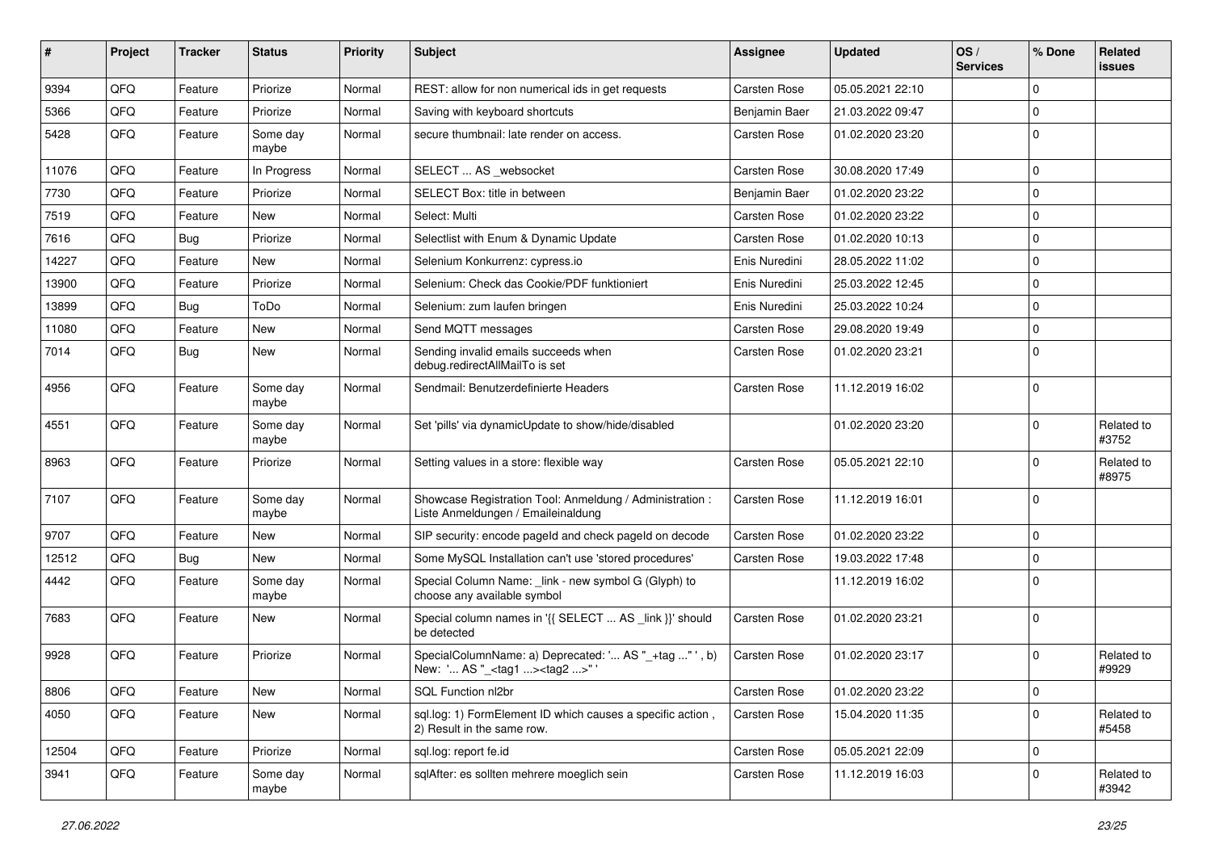| # | Project | Tracker | Status | Priority | Subject | Assignee | Updated | OS / Services | % Done | Related issues |
|---|---|---|---|---|---|---|---|---|---|---|
| 9394 | QFQ | Feature | Priorize | Normal | REST: allow for non numerical ids in get requests | Carsten Rose | 05.05.2021 22:10 | | 0 | |
| 5366 | QFQ | Feature | Priorize | Normal | Saving with keyboard shortcuts | Benjamin Baer | 21.03.2022 09:47 | | 0 | |
| 5428 | QFQ | Feature | Some day maybe | Normal | secure thumbnail: late render on access. | Carsten Rose | 01.02.2020 23:20 | | 0 | |
| 11076 | QFQ | Feature | In Progress | Normal | SELECT ... AS _websocket | Carsten Rose | 30.08.2020 17:49 | | 0 | |
| 7730 | QFQ | Feature | Priorize | Normal | SELECT Box: title in between | Benjamin Baer | 01.02.2020 23:22 | | 0 | |
| 7519 | QFQ | Feature | New | Normal | Select: Multi | Carsten Rose | 01.02.2020 23:22 | | 0 | |
| 7616 | QFQ | Bug | Priorize | Normal | Selectlist with Enum & Dynamic Update | Carsten Rose | 01.02.2020 10:13 | | 0 | |
| 14227 | QFQ | Feature | New | Normal | Selenium Konkurrenz: cypress.io | Enis Nuredini | 28.05.2022 11:02 | | 0 | |
| 13900 | QFQ | Feature | Priorize | Normal | Selenium: Check das Cookie/PDF funktioniert | Enis Nuredini | 25.03.2022 12:45 | | 0 | |
| 13899 | QFQ | Bug | ToDo | Normal | Selenium: zum laufen bringen | Enis Nuredini | 25.03.2022 10:24 | | 0 | |
| 11080 | QFQ | Feature | New | Normal | Send MQTT messages | Carsten Rose | 29.08.2020 19:49 | | 0 | |
| 7014 | QFQ | Bug | New | Normal | Sending invalid emails succeeds when debug.redirectAllMailTo is set | Carsten Rose | 01.02.2020 23:21 | | 0 | |
| 4956 | QFQ | Feature | Some day maybe | Normal | Sendmail: Benutzerdefinierte Headers | Carsten Rose | 11.12.2019 16:02 | | 0 | |
| 4551 | QFQ | Feature | Some day maybe | Normal | Set 'pills' via dynamicUpdate to show/hide/disabled | | 01.02.2020 23:20 | | 0 | Related to #3752 |
| 8963 | QFQ | Feature | Priorize | Normal | Setting values in a store: flexible way | Carsten Rose | 05.05.2021 22:10 | | 0 | Related to #8975 |
| 7107 | QFQ | Feature | Some day maybe | Normal | Showcase Registration Tool: Anmeldung / Administration : Liste Anmeldungen / Emaileinaldung | Carsten Rose | 11.12.2019 16:01 | | 0 | |
| 9707 | QFQ | Feature | New | Normal | SIP security: encode pageId and check pageId on decode | Carsten Rose | 01.02.2020 23:22 | | 0 | |
| 12512 | QFQ | Bug | New | Normal | Some MySQL Installation can't use 'stored procedures' | Carsten Rose | 19.03.2022 17:48 | | 0 | |
| 4442 | QFQ | Feature | Some day maybe | Normal | Special Column Name: _link - new symbol G (Glyph) to choose any available symbol | | 11.12.2019 16:02 | | 0 | |
| 7683 | QFQ | Feature | New | Normal | Special column names in '{{ SELECT ... AS _link }}' should be detected | Carsten Rose | 01.02.2020 23:21 | | 0 | |
| 9928 | QFQ | Feature | Priorize | Normal | SpecialColumnName: a) Deprecated: '... AS "_+tag ..." ', b) New: '... AS "_<tag1 ...><tag2 ...>" ' | Carsten Rose | 01.02.2020 23:17 | | 0 | Related to #9929 |
| 8806 | QFQ | Feature | New | Normal | SQL Function nl2br | Carsten Rose | 01.02.2020 23:22 | | 0 | |
| 4050 | QFQ | Feature | New | Normal | sql.log: 1) FormElement ID which causes a specific action , 2) Result in the same row. | Carsten Rose | 15.04.2020 11:35 | | 0 | Related to #5458 |
| 12504 | QFQ | Feature | Priorize | Normal | sql.log: report fe.id | Carsten Rose | 05.05.2021 22:09 | | 0 | |
| 3941 | QFQ | Feature | Some day maybe | Normal | sqlAfter: es sollten mehrere moeglich sein | Carsten Rose | 11.12.2019 16:03 | | 0 | Related to #3942 |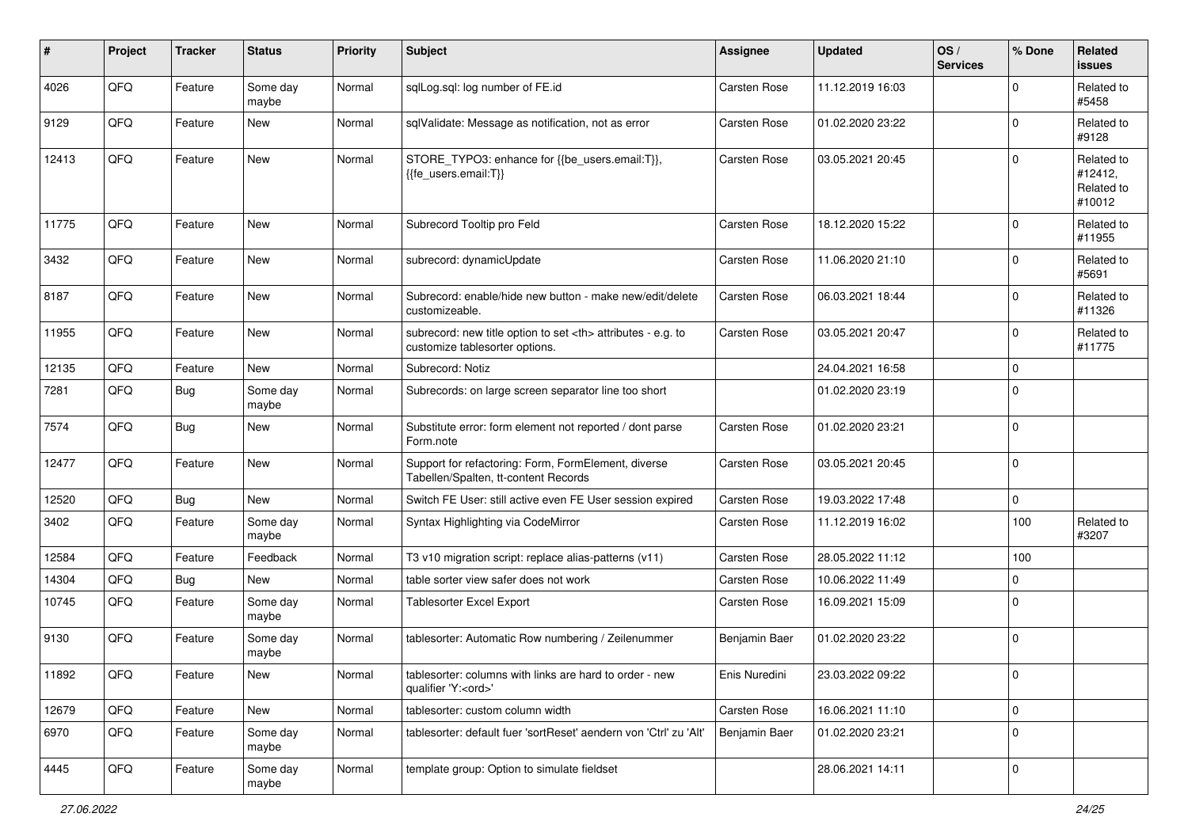| # | Project | Tracker | Status | Priority | Subject | Assignee | Updated | OS / Services | % Done | Related issues |
|---|---|---|---|---|---|---|---|---|---|---|
| 4026 | QFQ | Feature | Some day maybe | Normal | sqlLog.sql: log number of FE.id | Carsten Rose | 11.12.2019 16:03 | | 0 | Related to #5458 |
| 9129 | QFQ | Feature | New | Normal | sqlValidate: Message as notification, not as error | Carsten Rose | 01.02.2020 23:22 | | 0 | Related to #9128 |
| 12413 | QFQ | Feature | New | Normal | STORE_TYPO3: enhance for {{be_users.email:T}}, {{fe_users.email:T}} | Carsten Rose | 03.05.2021 20:45 | | 0 | Related to #12412, Related to #10012 |
| 11775 | QFQ | Feature | New | Normal | Subrecord Tooltip pro Feld | Carsten Rose | 18.12.2020 15:22 | | 0 | Related to #11955 |
| 3432 | QFQ | Feature | New | Normal | subrecord: dynamicUpdate | Carsten Rose | 11.06.2020 21:10 | | 0 | Related to #5691 |
| 8187 | QFQ | Feature | New | Normal | Subrecord: enable/hide new button - make new/edit/delete customizeable. | Carsten Rose | 06.03.2021 18:44 | | 0 | Related to #11326 |
| 11955 | QFQ | Feature | New | Normal | subrecord: new title option to set <th> attributes - e.g. to customize tablesorter options. | Carsten Rose | 03.05.2021 20:47 | | 0 | Related to #11775 |
| 12135 | QFQ | Feature | New | Normal | Subrecord: Notiz | | 24.04.2021 16:58 | | 0 | |
| 7281 | QFQ | Bug | Some day maybe | Normal | Subrecords: on large screen separator line too short | | 01.02.2020 23:19 | | 0 | |
| 7574 | QFQ | Bug | New | Normal | Substitute error: form element not reported / dont parse Form.note | Carsten Rose | 01.02.2020 23:21 | | 0 | |
| 12477 | QFQ | Feature | New | Normal | Support for refactoring: Form, FormElement, diverse Tabellen/Spalten, tt-content Records | Carsten Rose | 03.05.2021 20:45 | | 0 | |
| 12520 | QFQ | Bug | New | Normal | Switch FE User: still active even FE User session expired | Carsten Rose | 19.03.2022 17:48 | | 0 | |
| 3402 | QFQ | Feature | Some day maybe | Normal | Syntax Highlighting via CodeMirror | Carsten Rose | 11.12.2019 16:02 | | 100 | Related to #3207 |
| 12584 | QFQ | Feature | Feedback | Normal | T3 v10 migration script: replace alias-patterns (v11) | Carsten Rose | 28.05.2022 11:12 | | 100 | |
| 14304 | QFQ | Bug | New | Normal | table sorter view safer does not work | Carsten Rose | 10.06.2022 11:49 | | 0 | |
| 10745 | QFQ | Feature | Some day maybe | Normal | Tablesorter Excel Export | Carsten Rose | 16.09.2021 15:09 | | 0 | |
| 9130 | QFQ | Feature | Some day maybe | Normal | tablesorter: Automatic Row numbering / Zeilenummer | Benjamin Baer | 01.02.2020 23:22 | | 0 | |
| 11892 | QFQ | Feature | New | Normal | tablesorter: columns with links are hard to order - new qualifier 'Y:<ord>' | Enis Nuredini | 23.03.2022 09:22 | | 0 | |
| 12679 | QFQ | Feature | New | Normal | tablesorter: custom column width | Carsten Rose | 16.06.2021 11:10 | | 0 | |
| 6970 | QFQ | Feature | Some day maybe | Normal | tablesorter: default fuer 'sortReset' aendern von 'Ctrl' zu 'Alt' | Benjamin Baer | 01.02.2020 23:21 | | 0 | |
| 4445 | QFQ | Feature | Some day maybe | Normal | template group: Option to simulate fieldset | | 28.06.2021 14:11 | | 0 | |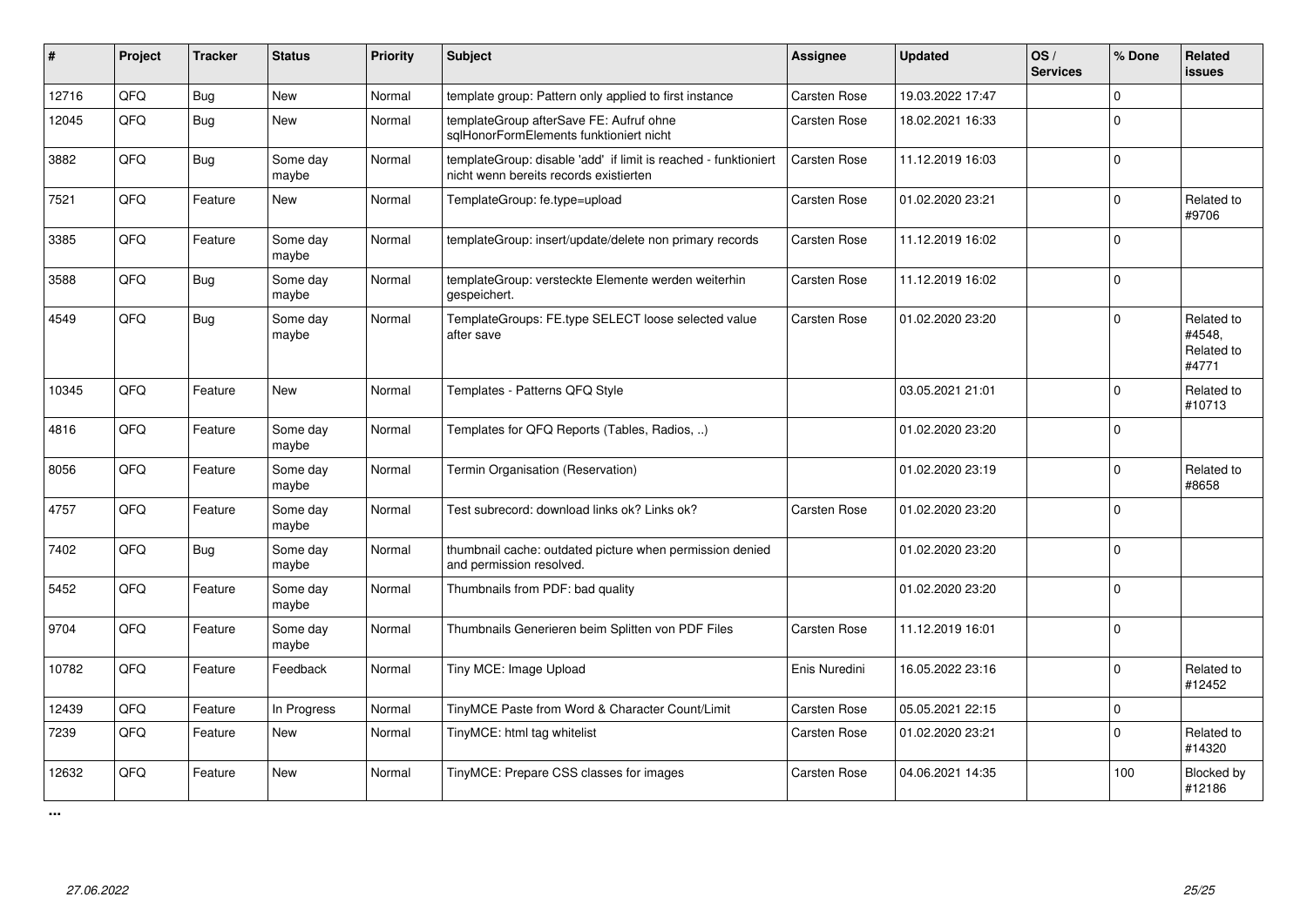| # | Project | Tracker | Status | Priority | Subject | Assignee | Updated | OS / Services | % Done | Related issues |
|---|---|---|---|---|---|---|---|---|---|---|
| 12716 | QFQ | Bug | New | Normal | template group: Pattern only applied to first instance | Carsten Rose | 19.03.2022 17:47 | | 0 | |
| 12045 | QFQ | Bug | New | Normal | templateGroup afterSave FE: Aufruf ohne sqlHonorFormElements funktioniert nicht | Carsten Rose | 18.02.2021 16:33 | | 0 | |
| 3882 | QFQ | Bug | Some day maybe | Normal | templateGroup: disable 'add' if limit is reached - funktioniert nicht wenn bereits records existierten | Carsten Rose | 11.12.2019 16:03 | | 0 | |
| 7521 | QFQ | Feature | New | Normal | TemplateGroup: fe.type=upload | Carsten Rose | 01.02.2020 23:21 | | 0 | Related to #9706 |
| 3385 | QFQ | Feature | Some day maybe | Normal | templateGroup: insert/update/delete non primary records | Carsten Rose | 11.12.2019 16:02 | | 0 | |
| 3588 | QFQ | Bug | Some day maybe | Normal | templateGroup: versteckte Elemente werden weiterhin gespeichert. | Carsten Rose | 11.12.2019 16:02 | | 0 | |
| 4549 | QFQ | Bug | Some day maybe | Normal | TemplateGroups: FE.type SELECT loose selected value after save | Carsten Rose | 01.02.2020 23:20 | | 0 | Related to #4548, Related to #4771 |
| 10345 | QFQ | Feature | New | Normal | Templates - Patterns QFQ Style | | 03.05.2021 21:01 | | 0 | Related to #10713 |
| 4816 | QFQ | Feature | Some day maybe | Normal | Templates for QFQ Reports (Tables, Radios, ..) | | 01.02.2020 23:20 | | 0 | |
| 8056 | QFQ | Feature | Some day maybe | Normal | Termin Organisation (Reservation) | | 01.02.2020 23:19 | | 0 | Related to #8658 |
| 4757 | QFQ | Feature | Some day maybe | Normal | Test subrecord: download links ok? Links ok? | Carsten Rose | 01.02.2020 23:20 | | 0 | |
| 7402 | QFQ | Bug | Some day maybe | Normal | thumbnail cache: outdated picture when permission denied and permission resolved. | | 01.02.2020 23:20 | | 0 | |
| 5452 | QFQ | Feature | Some day maybe | Normal | Thumbnails from PDF: bad quality | | 01.02.2020 23:20 | | 0 | |
| 9704 | QFQ | Feature | Some day maybe | Normal | Thumbnails Generieren beim Splitten von PDF Files | Carsten Rose | 11.12.2019 16:01 | | 0 | |
| 10782 | QFQ | Feature | Feedback | Normal | Tiny MCE: Image Upload | Enis Nuredini | 16.05.2022 23:16 | | 0 | Related to #12452 |
| 12439 | QFQ | Feature | In Progress | Normal | TinyMCE Paste from Word & Character Count/Limit | Carsten Rose | 05.05.2021 22:15 | | 0 | |
| 7239 | QFQ | Feature | New | Normal | TinyMCE: html tag whitelist | Carsten Rose | 01.02.2020 23:21 | | 0 | Related to #14320 |
| 12632 | QFQ | Feature | New | Normal | TinyMCE: Prepare CSS classes for images | Carsten Rose | 04.06.2021 14:35 | | 100 | Blocked by #12186 |

...